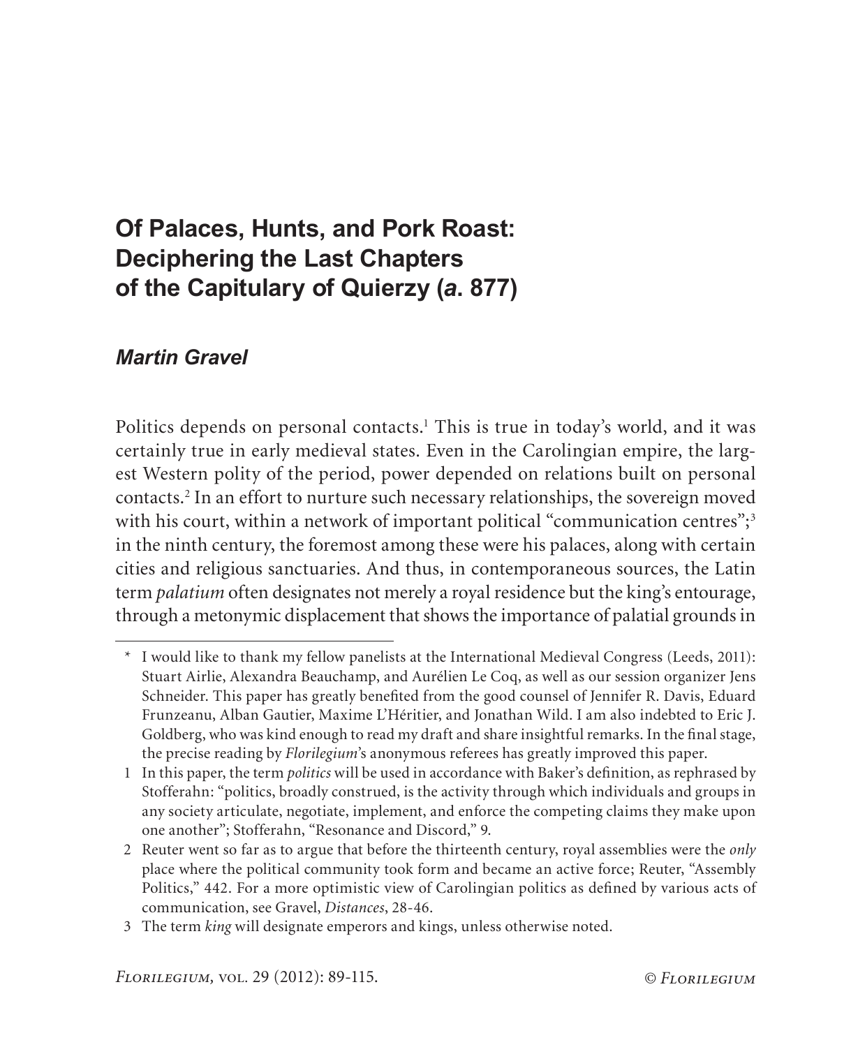# Of Palaces, Hunts, and Pork Roast: Deciphering the Last Chapters of the Capitulary of Quierzy (*a*. 877)

## *Martin Gravel*

Politics depends on personal contacts.[1] This is true in today's world, and it was certainly true in early medieval states. Even in the Carolingian empire, the largest Western polity of the period, power depended on relations built on personal contacts.[2] In an effort to nurture such necessary relationships, the sovereign moved with his court, within a network of important political "communication centres";[3] in the ninth century, the foremost among these were his palaces, along with certain cities and religious sanctuaries. And thus, in contemporaneous sources, the Latin term *palatium* often designates not merely a royal residence but the king's entourage, through a metonymic displacement that shows the importance of palatial grounds in

---

\* I would like to thank my fellow panelists at the International Medieval Congress (Leeds, 2011): Stuart Airlie, Alexandra Beauchamp, and Aurélien Le Coq, as well as our session organizer Jens Schneider. This paper has greatly benefited from the good counsel of Jennifer R. Davis, Eduard Frunzeanu, Alban Gautier, Maxime L'Héritier, and Jonathan Wild. I am also indebted to Eric J. Goldberg, who was kind enough to read my draft and share insightful remarks. In the final stage, the precise reading by *Florilegium*'s anonymous referees has greatly improved this paper.

1 In this paper, the term *politics* will be used in accordance with Baker's definition, as rephrased by Stofferahn: "politics, broadly construed, is the activity through which individuals and groups in any society articulate, negotiate, implement, and enforce the competing claims they make upon one another"; Stofferahn, "Resonance and Discord," 9.

2 Reuter went so far as to argue that before the thirteenth century, royal assemblies were the *only* place where the political community took form and became an active force; Reuter, "Assembly Politics," 442. For a more optimistic view of Carolingian politics as defined by various acts of communication, see Gravel, *Distances*, 28-46.

3 The term *king* will designate emperors and kings, unless otherwise noted.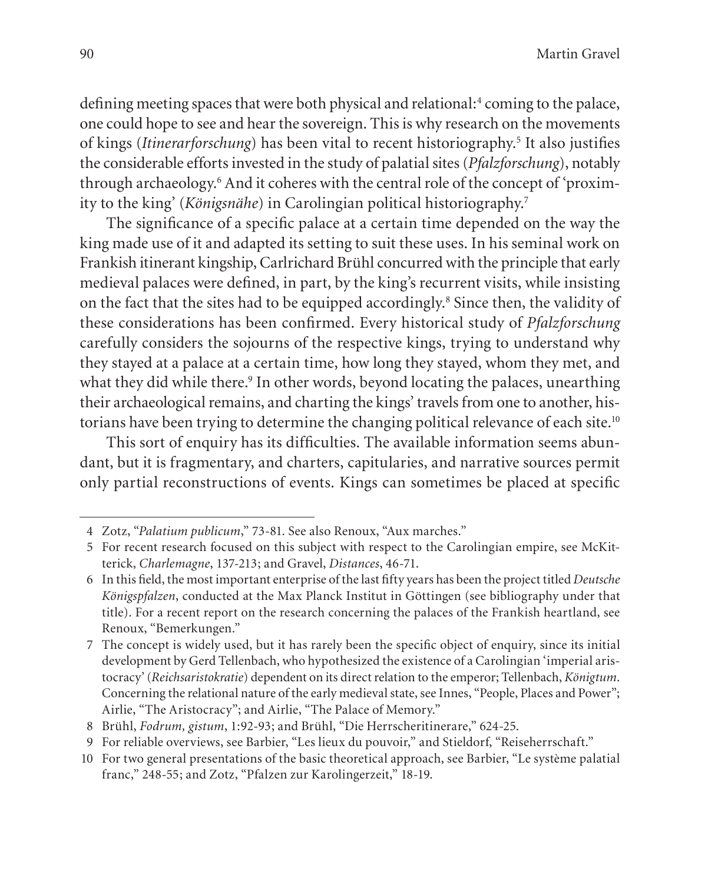defining meeting spaces that were both physical and relational:[4] coming to the palace, one could hope to see and hear the sovereign. This is why research on the movements of kings (*Itinerarforschung*) has been vital to recent historiography.[5] It also justifies the considerable efforts invested in the study of palatial sites (*Pfalzforschung*), notably through archaeology.[6] And it coheres with the central role of the concept of 'proximity to the king' (*Königsnähe*) in Carolingian political historiography.[7]

The significance of a specific palace at a certain time depended on the way the king made use of it and adapted its setting to suit these uses. In his seminal work on Frankish itinerant kingship, Carlrichard Brühl concurred with the principle that early medieval palaces were defined, in part, by the king's recurrent visits, while insisting on the fact that the sites had to be equipped accordingly.[8] Since then, the validity of these considerations has been confirmed. Every historical study of *Pfalzforschung* carefully considers the sojourns of the respective kings, trying to understand why they stayed at a palace at a certain time, how long they stayed, whom they met, and what they did while there.[9] In other words, beyond locating the palaces, unearthing their archaeological remains, and charting the kings' travels from one to another, historians have been trying to determine the changing political relevance of each site.[10]

This sort of enquiry has its difficulties. The available information seems abundant, but it is fragmentary, and charters, capitularies, and narrative sources permit only partial reconstructions of events. Kings can sometimes be placed at specific

---

4 Zotz, "*Palatium publicum*," 73-81. See also Renoux, "Aux marches."

5 For recent research focused on this subject with respect to the Carolingian empire, see McKitterick, *Charlemagne*, 137-213; and Gravel, *Distances*, 46-71.

6 In this field, the most important enterprise of the last fifty years has been the project titled *Deutsche Königspfalzen*, conducted at the Max Planck Institut in Göttingen (see bibliography under that title). For a recent report on the research concerning the palaces of the Frankish heartland, see Renoux, "Bemerkungen."

7 The concept is widely used, but it has rarely been the specific object of enquiry, since its initial development by Gerd Tellenbach, who hypothesized the existence of a Carolingian 'imperial aristocracy' (*Reichsaristokratie*) dependent on its direct relation to the emperor; Tellenbach, *Königtum*. Concerning the relational nature of the early medieval state, see Innes, "People, Places and Power"; Airlie, "The Aristocracy"; and Airlie, "The Palace of Memory."

8 Brühl, *Fodrum, gistum*, 1:92-93; and Brühl, "Die Herrscheritinerare," 624-25.

9 For reliable overviews, see Barbier, "Les lieux du pouvoir," and Stieldorf, "Reiseherrschaft."

10 For two general presentations of the basic theoretical approach, see Barbier, "Le système palatial franc," 248-55; and Zotz, "Pfalzen zur Karolingerzeit," 18-19.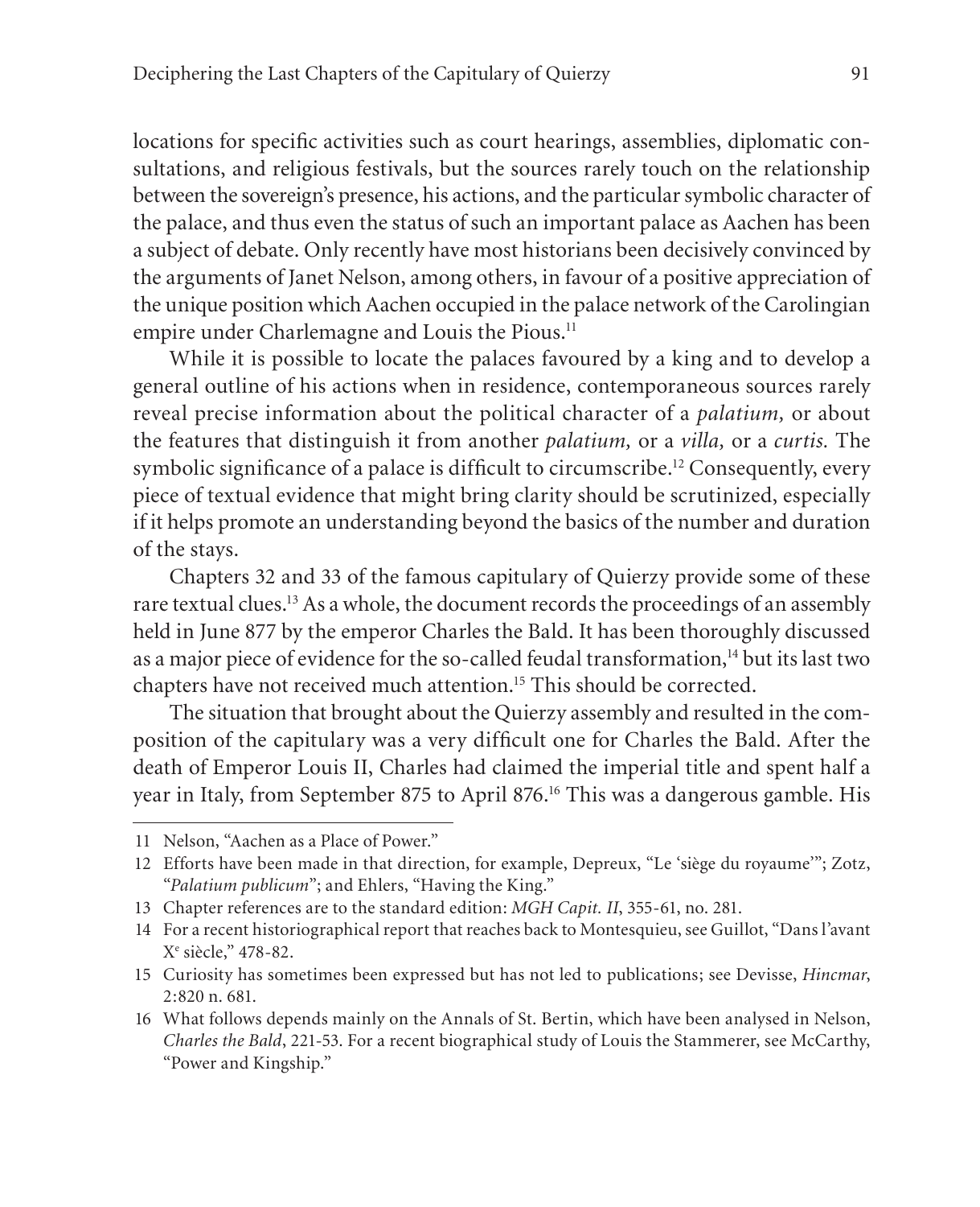locations for specific activities such as court hearings, assemblies, diplomatic consultations, and religious festivals, but the sources rarely touch on the relationship between the sovereign's presence, his actions, and the particular symbolic character of the palace, and thus even the status of such an important palace as Aachen has been a subject of debate. Only recently have most historians been decisively convinced by the arguments of Janet Nelson, among others, in favour of a positive appreciation of the unique position which Aachen occupied in the palace network of the Carolingian empire under Charlemagne and Louis the Pious.[11]

While it is possible to locate the palaces favoured by a king and to develop a general outline of his actions when in residence, contemporaneous sources rarely reveal precise information about the political character of a *palatium,* or about the features that distinguish it from another *palatium,* or a *villa,* or a *curtis.* The symbolic significance of a palace is difficult to circumscribe.[12] Consequently, every piece of textual evidence that might bring clarity should be scrutinized, especially if it helps promote an understanding beyond the basics of the number and duration of the stays.

Chapters 32 and 33 of the famous capitulary of Quierzy provide some of these rare textual clues.[13] As a whole, the document records the proceedings of an assembly held in June 877 by the emperor Charles the Bald. It has been thoroughly discussed as a major piece of evidence for the so-called feudal transformation,[14] but its last two chapters have not received much attention.[15] This should be corrected.

The situation that brought about the Quierzy assembly and resulted in the composition of the capitulary was a very difficult one for Charles the Bald. After the death of Emperor Louis II, Charles had claimed the imperial title and spent half a year in Italy, from September 875 to April 876.[16] This was a dangerous gamble. His

---

11 Nelson, "Aachen as a Place of Power."

12 Efforts have been made in that direction, for example, Depreux, "Le 'siège du royaume'"; Zotz, "*Palatium publicum*"; and Ehlers, "Having the King."

13 Chapter references are to the standard edition: *MGH Capit. II*, 355-61, no. 281.

14 For a recent historiographical report that reaches back to Montesquieu, see Guillot, "Dans l'avant Xe siècle," 478-82.

15 Curiosity has sometimes been expressed but has not led to publications; see Devisse, *Hincmar*, 2:820 n. 681.

16 What follows depends mainly on the Annals of St. Bertin, which have been analysed in Nelson, *Charles the Bald*, 221-53. For a recent biographical study of Louis the Stammerer, see McCarthy, "Power and Kingship."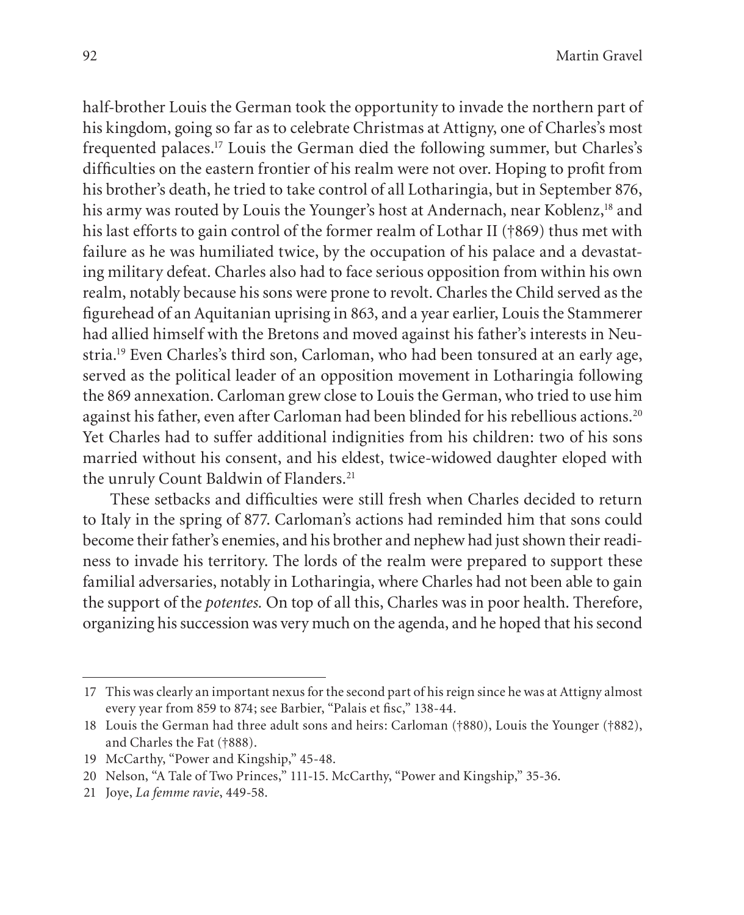half-brother Louis the German took the opportunity to invade the northern part of his kingdom, going so far as to celebrate Christmas at Attigny, one of Charles's most frequented palaces.[17] Louis the German died the following summer, but Charles's difficulties on the eastern frontier of his realm were not over. Hoping to profit from his brother's death, he tried to take control of all Lotharingia, but in September 876, his army was routed by Louis the Younger's host at Andernach, near Koblenz,[18] and his last efforts to gain control of the former realm of Lothar II (†869) thus met with failure as he was humiliated twice, by the occupation of his palace and a devastating military defeat. Charles also had to face serious opposition from within his own realm, notably because his sons were prone to revolt. Charles the Child served as the figurehead of an Aquitanian uprising in 863, and a year earlier, Louis the Stammerer had allied himself with the Bretons and moved against his father's interests in Neustria.[19] Even Charles's third son, Carloman, who had been tonsured at an early age, served as the political leader of an opposition movement in Lotharingia following the 869 annexation. Carloman grew close to Louis the German, who tried to use him against his father, even after Carloman had been blinded for his rebellious actions.[20] Yet Charles had to suffer additional indignities from his children: two of his sons married without his consent, and his eldest, twice-widowed daughter eloped with the unruly Count Baldwin of Flanders.[21]

These setbacks and difficulties were still fresh when Charles decided to return to Italy in the spring of 877. Carloman's actions had reminded him that sons could become their father's enemies, and his brother and nephew had just shown their readiness to invade his territory. The lords of the realm were prepared to support these familial adversaries, notably in Lotharingia, where Charles had not been able to gain the support of the *potentes.* On top of all this, Charles was in poor health. Therefore, organizing his succession was very much on the agenda, and he hoped that his second

---

17 This was clearly an important nexus for the second part of his reign since he was at Attigny almost every year from 859 to 874; see Barbier, "Palais et fisc," 138-44.

18 Louis the German had three adult sons and heirs: Carloman (†880), Louis the Younger (†882), and Charles the Fat (†888).

19 McCarthy, "Power and Kingship," 45-48.

20 Nelson, "A Tale of Two Princes," 111-15. McCarthy, "Power and Kingship," 35-36.

21 Joye, *La femme ravie*, 449-58.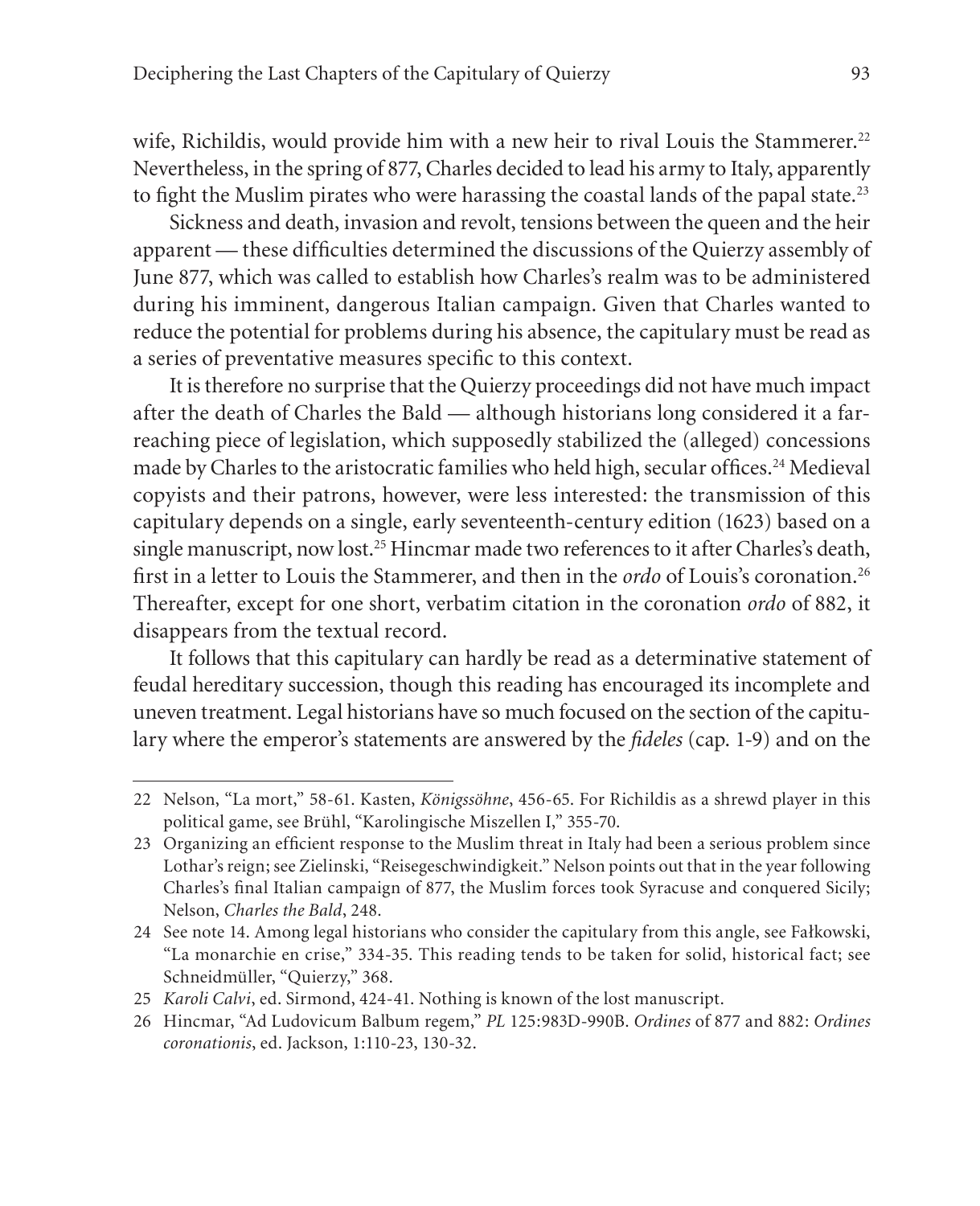wife, Richildis, would provide him with a new heir to rival Louis the Stammerer.[22] Nevertheless, in the spring of 877, Charles decided to lead his army to Italy, apparently to fight the Muslim pirates who were harassing the coastal lands of the papal state.[23]

Sickness and death, invasion and revolt, tensions between the queen and the heir apparent — these difficulties determined the discussions of the Quierzy assembly of June 877, which was called to establish how Charles's realm was to be administered during his imminent, dangerous Italian campaign. Given that Charles wanted to reduce the potential for problems during his absence, the capitulary must be read as a series of preventative measures specific to this context.

It is therefore no surprise that the Quierzy proceedings did not have much impact after the death of Charles the Bald — although historians long considered it a far-reaching piece of legislation, which supposedly stabilized the (alleged) concessions made by Charles to the aristocratic families who held high, secular offices.[24] Medieval copyists and their patrons, however, were less interested: the transmission of this capitulary depends on a single, early seventeenth-century edition (1623) based on a single manuscript, now lost.[25] Hincmar made two references to it after Charles's death, first in a letter to Louis the Stammerer, and then in the *ordo* of Louis's coronation.[26] Thereafter, except for one short, verbatim citation in the coronation *ordo* of 882, it disappears from the textual record.

It follows that this capitulary can hardly be read as a determinative statement of feudal hereditary succession, though this reading has encouraged its incomplete and uneven treatment. Legal historians have so much focused on the section of the capitulary where the emperor's statements are answered by the *fideles* (cap. 1-9) and on the

---

22 Nelson, "La mort," 58-61. Kasten, *Königssöhne*, 456-65. For Richildis as a shrewd player in this political game, see Brühl, "Karolingische Miszellen I," 355-70.

23 Organizing an efficient response to the Muslim threat in Italy had been a serious problem since Lothar's reign; see Zielinski, "Reisegeschwindigkeit." Nelson points out that in the year following Charles's final Italian campaign of 877, the Muslim forces took Syracuse and conquered Sicily; Nelson, *Charles the Bald*, 248.

24 See note 14. Among legal historians who consider the capitulary from this angle, see Fałkowski, "La monarchie en crise," 334-35. This reading tends to be taken for solid, historical fact; see Schneidmüller, "Quierzy," 368.

25 *Karoli Calvi*, ed. Sirmond, 424-41. Nothing is known of the lost manuscript.

26 Hincmar, "Ad Ludovicum Balbum regem," *PL* 125:983D-990B. *Ordines* of 877 and 882: *Ordines coronationis*, ed. Jackson, 1:110-23, 130-32.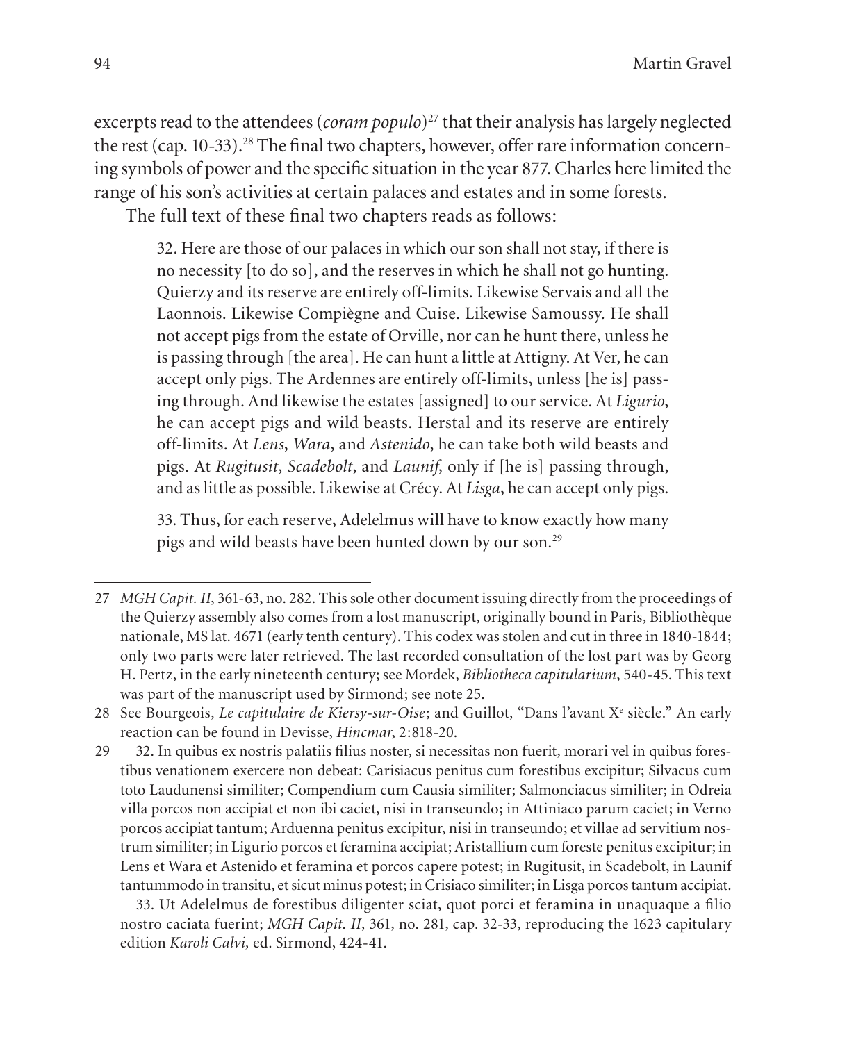excerpts read to the attendees (*coram populo*)[27] that their analysis has largely neglected the rest (cap. 10-33).[28] The final two chapters, however, offer rare information concerning symbols of power and the specific situation in the year 877. Charles here limited the range of his son's activities at certain palaces and estates and in some forests.

The full text of these final two chapters reads as follows:

> 32. Here are those of our palaces in which our son shall not stay, if there is no necessity [to do so], and the reserves in which he shall not go hunting. Quierzy and its reserve are entirely off-limits. Likewise Servais and all the Laonnois. Likewise Compiègne and Cuise. Likewise Samoussy. He shall not accept pigs from the estate of Orville, nor can he hunt there, unless he is passing through [the area]. He can hunt a little at Attigny. At Ver, he can accept only pigs. The Ardennes are entirely off-limits, unless [he is] passing through. And likewise the estates [assigned] to our service. At *Ligurio*, he can accept pigs and wild beasts. Herstal and its reserve are entirely off-limits. At *Lens*, *Wara*, and *Astenido*, he can take both wild beasts and pigs. At *Rugitusit*, *Scadebolt*, and *Launif*, only if [he is] passing through, and as little as possible. Likewise at Crécy. At *Lisga*, he can accept only pigs.
>
> 33. Thus, for each reserve, Adelelmus will have to know exactly how many pigs and wild beasts have been hunted down by our son.[29]

---

27 *MGH Capit. II*, 361-63, no. 282. This sole other document issuing directly from the proceedings of the Quierzy assembly also comes from a lost manuscript, originally bound in Paris, Bibliothèque nationale, MS lat. 4671 (early tenth century). This codex was stolen and cut in three in 1840-1844; only two parts were later retrieved. The last recorded consultation of the lost part was by Georg H. Pertz, in the early nineteenth century; see Mordek, *Bibliotheca capitularium*, 540-45. This text was part of the manuscript used by Sirmond; see note 25.

28 See Bourgeois, *Le capitulaire de Kiersy-sur-Oise*; and Guillot, "Dans l'avant X[e] siècle." An early reaction can be found in Devisse, *Hincmar*, 2:818-20.

29 32. In quibus ex nostris palatiis filius noster, si necessitas non fuerit, morari vel in quibus forestibus venationem exercere non debeat: Carisiacus penitus cum forestibus excipitur; Silvacus cum toto Laudunensi similiter; Compendium cum Causia similiter; Salmonciacus similiter; in Odreia villa porcos non accipiat et non ibi caciet, nisi in transeundo; in Attiniaco parum caciet; in Verno porcos accipiat tantum; Arduenna penitus excipitur, nisi in transeundo; et villae ad servitium nostrum similiter; in Ligurio porcos et feramina accipiat; Aristallium cum foreste penitus excipitur; in Lens et Wara et Astenido et feramina et porcos capere potest; in Rugitusit, in Scadebolt, in Launif tantummodo in transitu, et sicut minus potest; in Crisiaco similiter; in Lisga porcos tantum accipiat.

33. Ut Adelelmus de forestibus diligenter sciat, quot porci et feramina in unaquaque a filio nostro caciata fuerint; *MGH Capit. II*, 361, no. 281, cap. 32-33, reproducing the 1623 capitulary edition *Karoli Calvi*, ed. Sirmond, 424-41.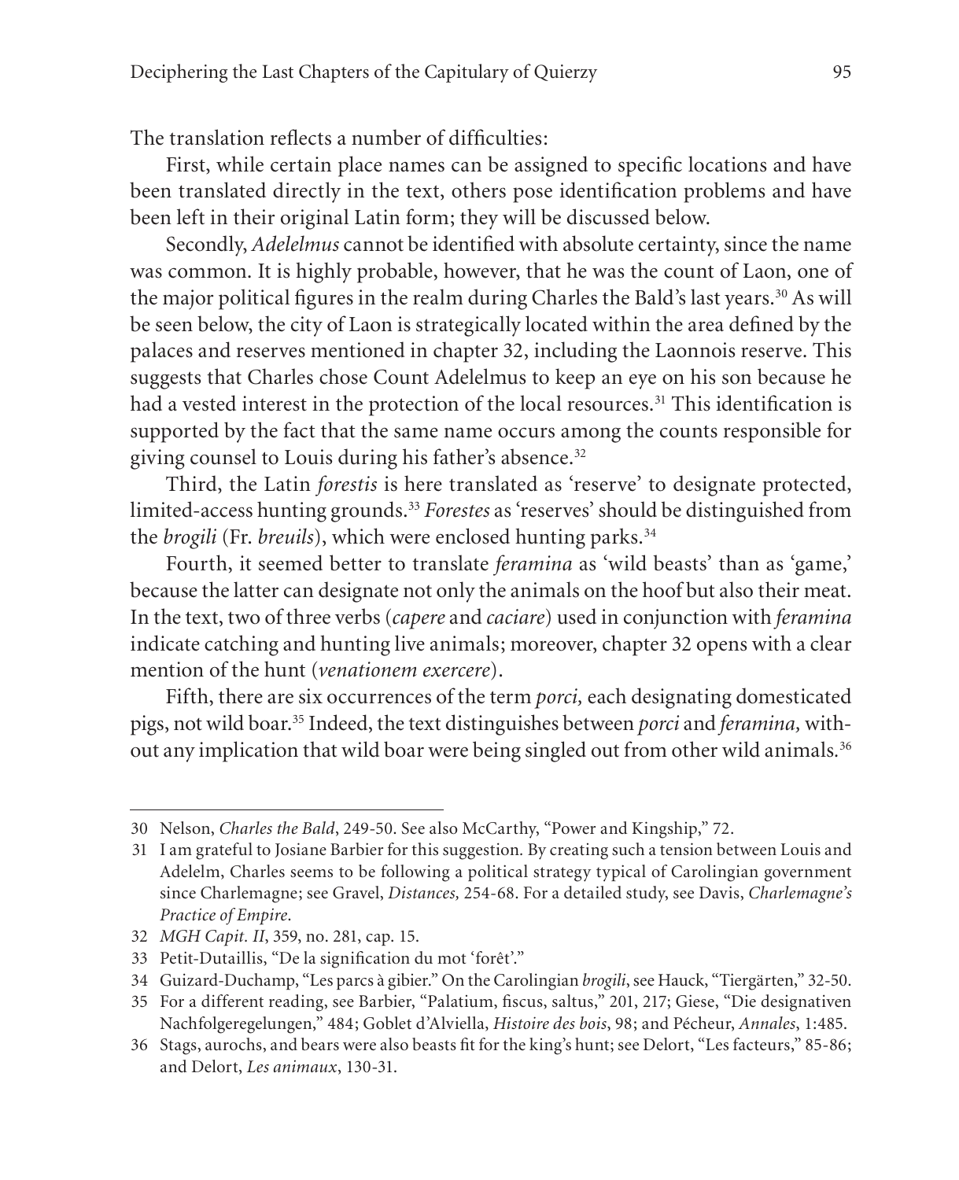The translation reflects a number of difficulties:

First, while certain place names can be assigned to specific locations and have been translated directly in the text, others pose identification problems and have been left in their original Latin form; they will be discussed below.

Secondly, *Adelelmus* cannot be identified with absolute certainty, since the name was common. It is highly probable, however, that he was the count of Laon, one of the major political figures in the realm during Charles the Bald's last years.[30] As will be seen below, the city of Laon is strategically located within the area defined by the palaces and reserves mentioned in chapter 32, including the Laonnois reserve. This suggests that Charles chose Count Adelelmus to keep an eye on his son because he had a vested interest in the protection of the local resources.[31] This identification is supported by the fact that the same name occurs among the counts responsible for giving counsel to Louis during his father's absence.[32]

Third, the Latin *forestis* is here translated as 'reserve' to designate protected, limited-access hunting grounds.[33] *Forestes* as 'reserves' should be distinguished from the *brogili* (Fr. *breuils*), which were enclosed hunting parks.[34]

Fourth, it seemed better to translate *feramina* as 'wild beasts' than as 'game,' because the latter can designate not only the animals on the hoof but also their meat. In the text, two of three verbs (*capere* and *caciare*) used in conjunction with *feramina* indicate catching and hunting live animals; moreover, chapter 32 opens with a clear mention of the hunt (*venationem exercere*).

Fifth, there are six occurrences of the term *porci,* each designating domesticated pigs, not wild boar.[35] Indeed, the text distinguishes between *porci* and *feramina,* without any implication that wild boar were being singled out from other wild animals.[36]

---

30 Nelson, *Charles the Bald*, 249-50. See also McCarthy, "Power and Kingship," 72.

31 I am grateful to Josiane Barbier for this suggestion. By creating such a tension between Louis and Adelelm, Charles seems to be following a political strategy typical of Carolingian government since Charlemagne; see Gravel, *Distances,* 254-68. For a detailed study, see Davis, *Charlemagne's Practice of Empire*.

32 *MGH Capit. II*, 359, no. 281, cap. 15.

33 Petit-Dutaillis, "De la signification du mot 'forêt'."

34 Guizard-Duchamp, "Les parcs à gibier." On the Carolingian *brogili*, see Hauck, "Tiergärten," 32-50.

35 For a different reading, see Barbier, "Palatium, fiscus, saltus," 201, 217; Giese, "Die designativen Nachfolgeregelungen," 484; Goblet d'Alviella, *Histoire des bois*, 98; and Pécheur, *Annales*, 1:485.

36 Stags, aurochs, and bears were also beasts fit for the king's hunt; see Delort, "Les facteurs," 85-86; and Delort, *Les animaux*, 130-31.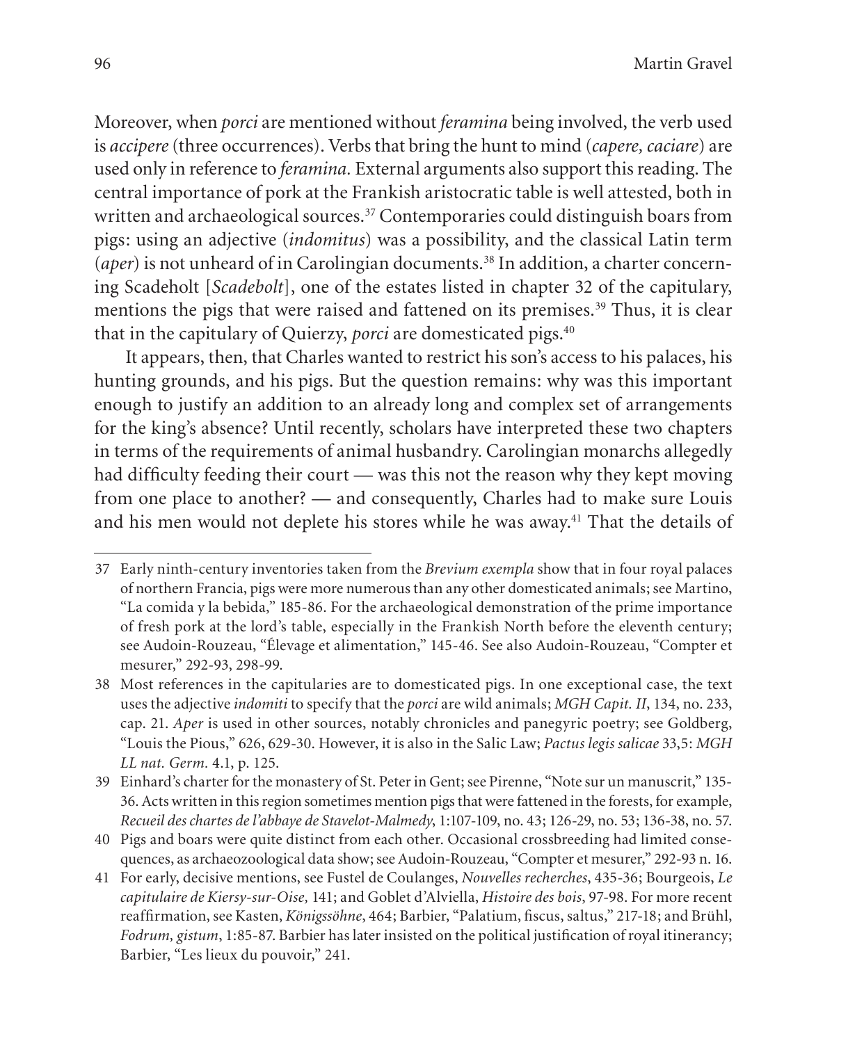Moreover, when *porci* are mentioned without *feramina* being involved, the verb used is *accipere* (three occurrences). Verbs that bring the hunt to mind (*capere, caciare*) are used only in reference to *feramina.* External arguments also support this reading. The central importance of pork at the Frankish aristocratic table is well attested, both in written and archaeological sources.[37] Contemporaries could distinguish boars from pigs: using an adjective (*indomitus*) was a possibility, and the classical Latin term (*aper*) is not unheard of in Carolingian documents.[38] In addition, a charter concerning Scadeholt [*Scadebolt*], one of the estates listed in chapter 32 of the capitulary, mentions the pigs that were raised and fattened on its premises.[39] Thus, it is clear that in the capitulary of Quierzy, *porci* are domesticated pigs.[40]

It appears, then, that Charles wanted to restrict his son's access to his palaces, his hunting grounds, and his pigs. But the question remains: why was this important enough to justify an addition to an already long and complex set of arrangements for the king's absence? Until recently, scholars have interpreted these two chapters in terms of the requirements of animal husbandry. Carolingian monarchs allegedly had difficulty feeding their court — was this not the reason why they kept moving from one place to another? — and consequently, Charles had to make sure Louis and his men would not deplete his stores while he was away.[41] That the details of

37 Early ninth-century inventories taken from the *Brevium exempla* show that in four royal palaces of northern Francia, pigs were more numerous than any other domesticated animals; see Martino, "La comida y la bebida," 185-86. For the archaeological demonstration of the prime importance of fresh pork at the lord's table, especially in the Frankish North before the eleventh century; see Audoin-Rouzeau, "Élevage et alimentation," 145-46. See also Audoin-Rouzeau, "Compter et mesurer," 292-93, 298-99.

38 Most references in the capitularies are to domesticated pigs. In one exceptional case, the text uses the adjective *indomiti* to specify that the *porci* are wild animals; *MGH Capit. II*, 134, no. 233, cap. 21. *Aper* is used in other sources, notably chronicles and panegyric poetry; see Goldberg, "Louis the Pious," 626, 629-30. However, it is also in the Salic Law; *Pactus legis salicae* 33,5: *MGH LL nat. Germ.* 4.1, p. 125.

39 Einhard's charter for the monastery of St. Peter in Gent; see Pirenne, "Note sur un manuscrit," 135-36. Acts written in this region sometimes mention pigs that were fattened in the forests, for example, *Recueil des chartes de l'abbaye de Stavelot-Malmedy*, 1:107-109, no. 43; 126-29, no. 53; 136-38, no. 57.

40 Pigs and boars were quite distinct from each other. Occasional crossbreeding had limited consequences, as archaeozoological data show; see Audoin-Rouzeau, "Compter et mesurer," 292-93 n. 16.

41 For early, decisive mentions, see Fustel de Coulanges, *Nouvelles recherches*, 435-36; Bourgeois, *Le capitulaire de Kiersy-sur-Oise,* 141; and Goblet d'Alviella, *Histoire des bois*, 97-98. For more recent reaffirmation, see Kasten, *Königssöhne*, 464; Barbier, "Palatium, fiscus, saltus," 217-18; and Brühl, *Fodrum, gistum*, 1:85-87. Barbier has later insisted on the political justification of royal itinerancy; Barbier, "Les lieux du pouvoir," 241.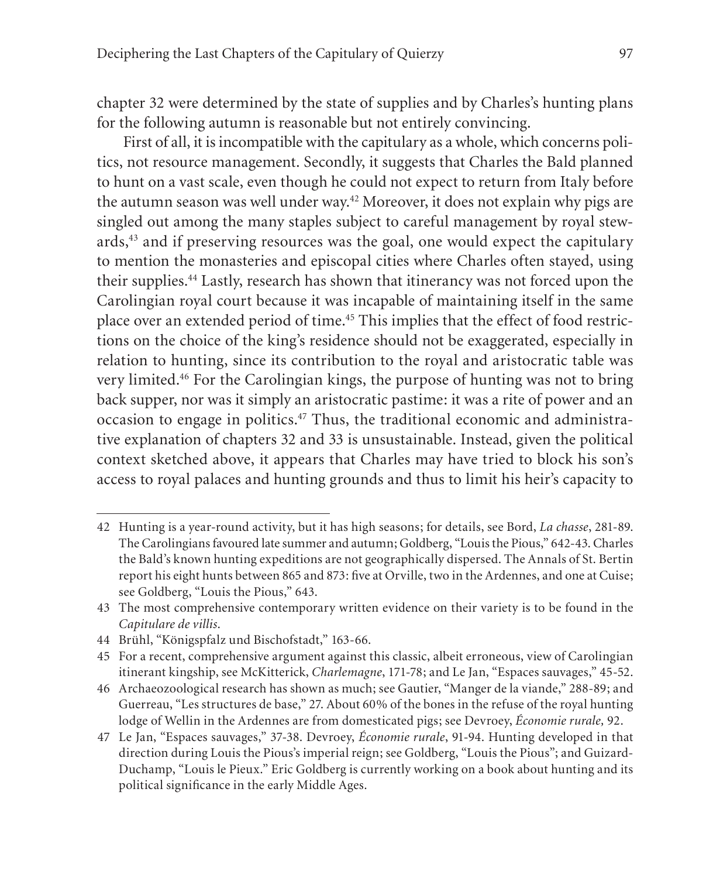chapter 32 were determined by the state of supplies and by Charles's hunting plans for the following autumn is reasonable but not entirely convincing.

First of all, it is incompatible with the capitulary as a whole, which concerns politics, not resource management. Secondly, it suggests that Charles the Bald planned to hunt on a vast scale, even though he could not expect to return from Italy before the autumn season was well under way.[42] Moreover, it does not explain why pigs are singled out among the many staples subject to careful management by royal stewards,[43] and if preserving resources was the goal, one would expect the capitulary to mention the monasteries and episcopal cities where Charles often stayed, using their supplies.[44] Lastly, research has shown that itinerancy was not forced upon the Carolingian royal court because it was incapable of maintaining itself in the same place over an extended period of time.[45] This implies that the effect of food restrictions on the choice of the king's residence should not be exaggerated, especially in relation to hunting, since its contribution to the royal and aristocratic table was very limited.[46] For the Carolingian kings, the purpose of hunting was not to bring back supper, nor was it simply an aristocratic pastime: it was a rite of power and an occasion to engage in politics.[47] Thus, the traditional economic and administrative explanation of chapters 32 and 33 is unsustainable. Instead, given the political context sketched above, it appears that Charles may have tried to block his son's access to royal palaces and hunting grounds and thus to limit his heir's capacity to

---

42 Hunting is a year-round activity, but it has high seasons; for details, see Bord, *La chasse*, 281-89. The Carolingians favoured late summer and autumn; Goldberg, "Louis the Pious," 642-43. Charles the Bald's known hunting expeditions are not geographically dispersed. The Annals of St. Bertin report his eight hunts between 865 and 873: five at Orville, two in the Ardennes, and one at Cuise; see Goldberg, "Louis the Pious," 643.

43 The most comprehensive contemporary written evidence on their variety is to be found in the *Capitulare de villis*.

44 Brühl, "Königspfalz und Bischofstadt," 163-66.

45 For a recent, comprehensive argument against this classic, albeit erroneous, view of Carolingian itinerant kingship, see McKitterick, *Charlemagne*, 171-78; and Le Jan, "Espaces sauvages," 45-52.

46 Archaeozoological research has shown as much; see Gautier, "Manger de la viande," 288-89; and Guerreau, "Les structures de base," 27. About 60% of the bones in the refuse of the royal hunting lodge of Wellin in the Ardennes are from domesticated pigs; see Devroey, *Économie rurale,* 92.

47 Le Jan, "Espaces sauvages," 37-38. Devroey, *Économie rurale*, 91-94. Hunting developed in that direction during Louis the Pious's imperial reign; see Goldberg, "Louis the Pious"; and Guizard-Duchamp, "Louis le Pieux." Eric Goldberg is currently working on a book about hunting and its political significance in the early Middle Ages.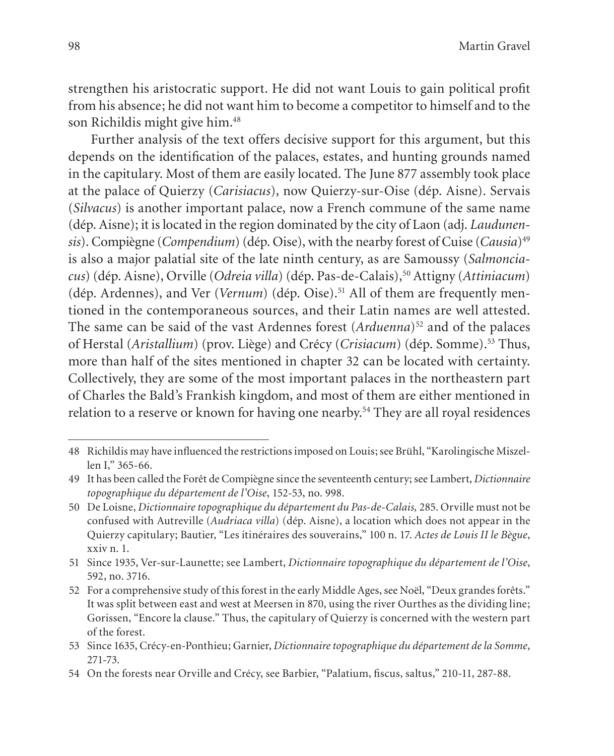strengthen his aristocratic support. He did not want Louis to gain political profit from his absence; he did not want him to become a competitor to himself and to the son Richildis might give him.[48]

Further analysis of the text offers decisive support for this argument, but this depends on the identification of the palaces, estates, and hunting grounds named in the capitulary. Most of them are easily located. The June 877 assembly took place at the palace of Quierzy (*Carisiacus*), now Quierzy-sur-Oise (dép. Aisne). Servais (*Silvacus*) is another important palace, now a French commune of the same name (dép. Aisne); it is located in the region dominated by the city of Laon (adj. *Laudunensis*). Compiègne (*Compendium*) (dép. Oise), with the nearby forest of Cuise (*Causia*)[49] is also a major palatial site of the late ninth century, as are Samoussy (*Salmonciacus*) (dép. Aisne), Orville (*Odreia villa*) (dép. Pas-de-Calais),[50] Attigny (*Attiniacum*) (dép. Ardennes), and Ver (*Vernum*) (dép. Oise).[51] All of them are frequently mentioned in the contemporaneous sources, and their Latin names are well attested. The same can be said of the vast Ardennes forest (*Arduenna*)[52] and of the palaces of Herstal (*Aristallium*) (prov. Liège) and Crécy (*Crisiacum*) (dép. Somme).[53] Thus, more than half of the sites mentioned in chapter 32 can be located with certainty. Collectively, they are some of the most important palaces in the northeastern part of Charles the Bald's Frankish kingdom, and most of them are either mentioned in relation to a reserve or known for having one nearby.[54] They are all royal residences

---

48 Richildis may have influenced the restrictions imposed on Louis; see Brühl, "Karolingische Miszellen I," 365-66.

49 It has been called the Forêt de Compiègne since the seventeenth century; see Lambert, *Dictionnaire topographique du département de l'Oise*, 152-53, no. 998.

50 De Loisne, *Dictionnaire topographique du département du Pas-de-Calais,* 285. Orville must not be confused with Autreville (*Audriaca villa*) (dép. Aisne), a location which does not appear in the Quierzy capitulary; Bautier, "Les itinéraires des souverains," 100 n. 17. *Actes de Louis II le Bègue*, xxiv n. 1.

51 Since 1935, Ver-sur-Launette; see Lambert, *Dictionnaire topographique du département de l'Oise*, 592, no. 3716.

52 For a comprehensive study of this forest in the early Middle Ages, see Noël, "Deux grandes forêts." It was split between east and west at Meersen in 870, using the river Ourthes as the dividing line; Gorissen, "Encore la clause." Thus, the capitulary of Quierzy is concerned with the western part of the forest.

53 Since 1635, Crécy-en-Ponthieu; Garnier, *Dictionnaire topographique du département de la Somme*, 271-73.

54 On the forests near Orville and Crécy, see Barbier, "Palatium, fiscus, saltus," 210-11, 287-88.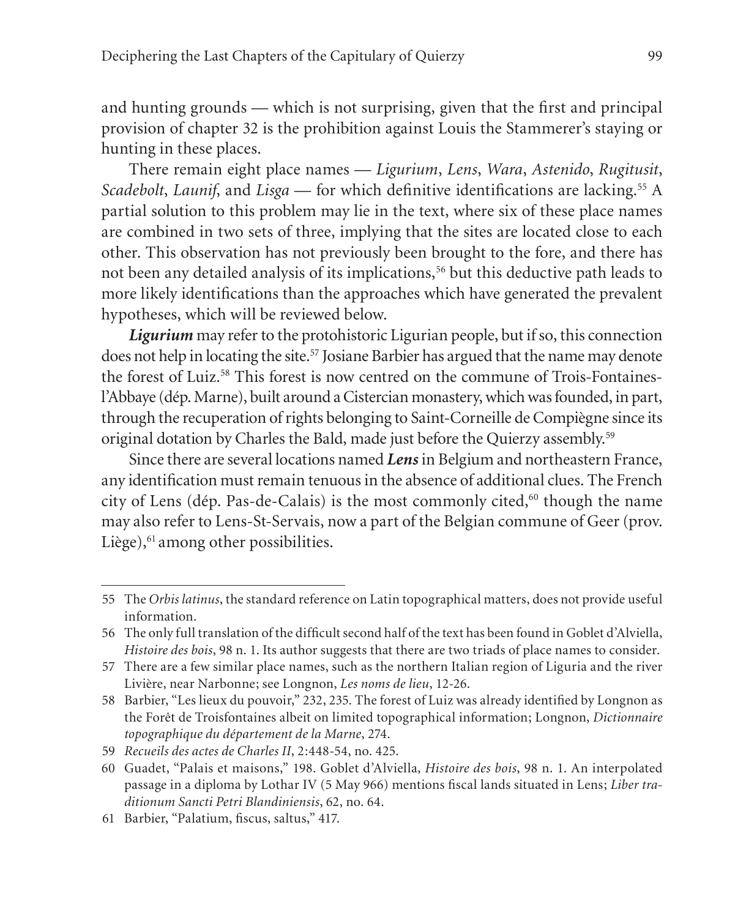and hunting grounds — which is not surprising, given that the first and principal provision of chapter 32 is the prohibition against Louis the Stammerer's staying or hunting in these places.

There remain eight place names — *Ligurium*, *Lens*, *Wara*, *Astenido*, *Rugitusit*, *Scadebolt*, *Launif*, and *Lisga* — for which definitive identifications are lacking.[55] A partial solution to this problem may lie in the text, where six of these place names are combined in two sets of three, implying that the sites are located close to each other. This observation has not previously been brought to the fore, and there has not been any detailed analysis of its implications,[56] but this deductive path leads to more likely identifications than the approaches which have generated the prevalent hypotheses, which will be reviewed below.

***Ligurium*** may refer to the protohistoric Ligurian people, but if so, this connection does not help in locating the site.[57] Josiane Barbier has argued that the name may denote the forest of Luiz.[58] This forest is now centred on the commune of Trois-Fontaines-l'Abbaye (dép. Marne), built around a Cistercian monastery, which was founded, in part, through the recuperation of rights belonging to Saint-Corneille de Compiègne since its original dotation by Charles the Bald, made just before the Quierzy assembly.[59]

Since there are several locations named ***Lens*** in Belgium and northeastern France, any identification must remain tenuous in the absence of additional clues. The French city of Lens (dép. Pas-de-Calais) is the most commonly cited,[60] though the name may also refer to Lens-St-Servais, now a part of the Belgian commune of Geer (prov. Liège),[61] among other possibilities.

---

55 The *Orbis latinus*, the standard reference on Latin topographical matters, does not provide useful information.

56 The only full translation of the difficult second half of the text has been found in Goblet d'Alviella, *Histoire des bois*, 98 n. 1. Its author suggests that there are two triads of place names to consider.

57 There are a few similar place names, such as the northern Italian region of Liguria and the river Livière, near Narbonne; see Longnon, *Les noms de lieu*, 12-26.

58 Barbier, "Les lieux du pouvoir," 232, 235. The forest of Luiz was already identified by Longnon as the Forêt de Troisfontaines albeit on limited topographical information; Longnon, *Dictionnaire topographique du département de la Marne*, 274.

59 *Recueils des actes de Charles II*, 2:448-54, no. 425.

60 Guadet, "Palais et maisons," 198. Goblet d'Alviella, *Histoire des bois*, 98 n. 1. An interpolated passage in a diploma by Lothar IV (5 May 966) mentions fiscal lands situated in Lens; *Liber traditionum Sancti Petri Blandiniensis*, 62, no. 64.

61 Barbier, "Palatium, fiscus, saltus," 417.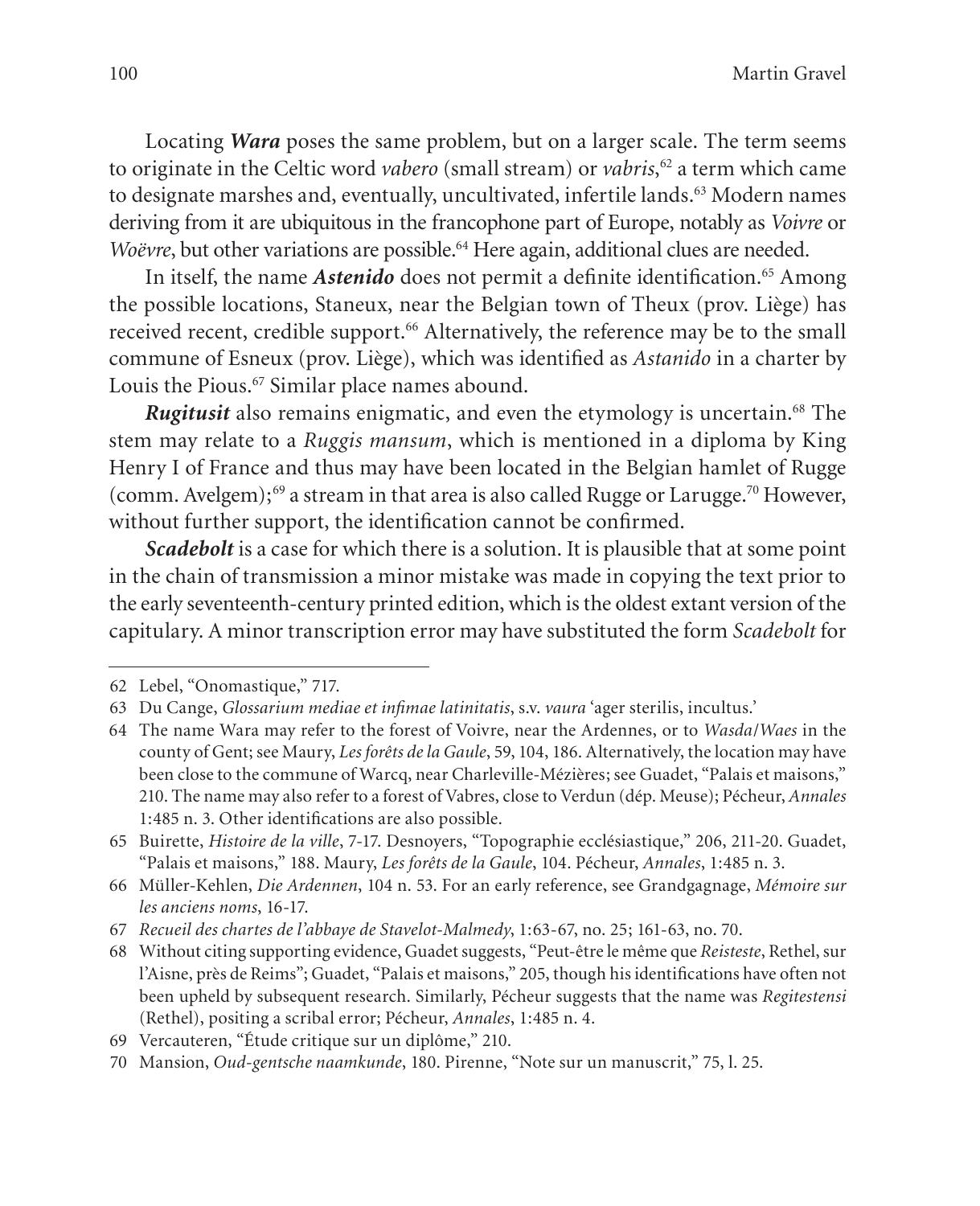Locating ***Wara*** poses the same problem, but on a larger scale. The term seems to originate in the Celtic word *vabero* (small stream) or *vabris*,[62] a term which came to designate marshes and, eventually, uncultivated, infertile lands.[63] Modern names deriving from it are ubiquitous in the francophone part of Europe, notably as *Voivre* or *Woëvre*, but other variations are possible.[64] Here again, additional clues are needed.

In itself, the name ***Astenido*** does not permit a definite identification.[65] Among the possible locations, Staneux, near the Belgian town of Theux (prov. Liège) has received recent, credible support.[66] Alternatively, the reference may be to the small commune of Esneux (prov. Liège), which was identified as *Astanido* in a charter by Louis the Pious.[67] Similar place names abound.

***Rugitusit*** also remains enigmatic, and even the etymology is uncertain.[68] The stem may relate to a *Ruggis mansum*, which is mentioned in a diploma by King Henry I of France and thus may have been located in the Belgian hamlet of Rugge (comm. Avelgem);[69] a stream in that area is also called Rugge or Larugge.[70] However, without further support, the identification cannot be confirmed.

***Scadebolt*** is a case for which there is a solution. It is plausible that at some point in the chain of transmission a minor mistake was made in copying the text prior to the early seventeenth-century printed edition, which is the oldest extant version of the capitulary. A minor transcription error may have substituted the form *Scadebolt* for

---

62 Lebel, "Onomastique," 717.

63 Du Cange, *Glossarium mediae et infimae latinitatis*, s.v. *vaura* 'ager sterilis, incultus.'

64 The name Wara may refer to the forest of Voivre, near the Ardennes, or to *Wasda*/*Waes* in the county of Gent; see Maury, *Les forêts de la Gaule*, 59, 104, 186. Alternatively, the location may have been close to the commune of Warcq, near Charleville-Mézières; see Guadet, "Palais et maisons," 210. The name may also refer to a forest of Vabres, close to Verdun (dép. Meuse); Pécheur, *Annales* 1:485 n. 3. Other identifications are also possible.

65 Buirette, *Histoire de la ville*, 7-17. Desnoyers, "Topographie ecclésiastique," 206, 211-20. Guadet, "Palais et maisons," 188. Maury, *Les forêts de la Gaule*, 104. Pécheur, *Annales*, 1:485 n. 3.

66 Müller-Kehlen, *Die Ardennen*, 104 n. 53. For an early reference, see Grandgagnage, *Mémoire sur les anciens noms*, 16-17.

67 *Recueil des chartes de l'abbaye de Stavelot-Malmedy*, 1:63-67, no. 25; 161-63, no. 70.

68 Without citing supporting evidence, Guadet suggests, "Peut-être le même que *Reisteste*, Rethel, sur l'Aisne, près de Reims"; Guadet, "Palais et maisons," 205, though his identifications have often not been upheld by subsequent research. Similarly, Pécheur suggests that the name was *Regitestensi* (Rethel), positing a scribal error; Pécheur, *Annales*, 1:485 n. 4.

69 Vercauteren, "Étude critique sur un diplôme," 210.

70 Mansion, *Oud-gentsche naamkunde*, 180. Pirenne, "Note sur un manuscrit," 75, l. 25.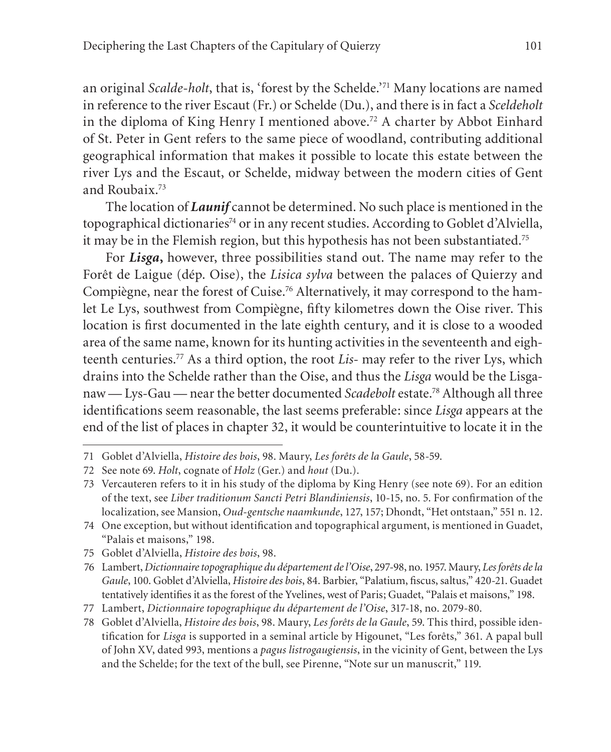an original *Scalde-holt*, that is, 'forest by the Schelde.'[71] Many locations are named in reference to the river Escaut (Fr.) or Schelde (Du.), and there is in fact a *Sceldeholt* in the diploma of King Henry I mentioned above.[72] A charter by Abbot Einhard of St. Peter in Gent refers to the same piece of woodland, contributing additional geographical information that makes it possible to locate this estate between the river Lys and the Escaut, or Schelde, midway between the modern cities of Gent and Roubaix.[73]

The location of ***Launif*** cannot be determined. No such place is mentioned in the topographical dictionaries[74] or in any recent studies. According to Goblet d'Alviella, it may be in the Flemish region, but this hypothesis has not been substantiated.[75]

For ***Lisga*,** however, three possibilities stand out. The name may refer to the Forêt de Laigue (dép. Oise), the *Lisica sylva* between the palaces of Quierzy and Compiègne, near the forest of Cuise.[76] Alternatively, it may correspond to the hamlet Le Lys, southwest from Compiègne, fifty kilometres down the Oise river. This location is first documented in the late eighth century, and it is close to a wooded area of the same name, known for its hunting activities in the seventeenth and eighteenth centuries.[77] As a third option, the root *Lis-* may refer to the river Lys, which drains into the Schelde rather than the Oise, and thus the *Lisga* would be the Lisganaw — Lys-Gau — near the better documented *Scadebolt* estate.[78] Although all three identifications seem reasonable, the last seems preferable: since *Lisga* appears at the end of the list of places in chapter 32, it would be counterintuitive to locate it in the

---

71 Goblet d'Alviella, *Histoire des bois*, 98. Maury, *Les forêts de la Gaule*, 58-59.

72 See note 69. *Holt*, cognate of *Holz* (Ger.) and *hout* (Du.).

73 Vercauteren refers to it in his study of the diploma by King Henry (see note 69). For an edition of the text, see *Liber traditionum Sancti Petri Blandiniensis*, 10-15, no. 5. For confirmation of the localization, see Mansion, *Oud-gentsche naamkunde*, 127, 157; Dhondt, "Het ontstaan," 551 n. 12.

74 One exception, but without identification and topographical argument, is mentioned in Guadet, "Palais et maisons," 198.

75 Goblet d'Alviella, *Histoire des bois*, 98.

76 Lambert, *Dictionnaire topographique du département de l'Oise*, 297-98, no. 1957. Maury, *Les forêts de la Gaule*, 100. Goblet d'Alviella, *Histoire des bois*, 84. Barbier, "Palatium, fiscus, saltus," 420-21. Guadet tentatively identifies it as the forest of the Yvelines, west of Paris; Guadet, "Palais et maisons," 198.

77 Lambert, *Dictionnaire topographique du département de l'Oise*, 317-18, no. 2079-80.

78 Goblet d'Alviella, *Histoire des bois*, 98. Maury, *Les forêts de la Gaule*, 59. This third, possible identification for *Lisga* is supported in a seminal article by Higounet, "Les forêts," 361. A papal bull of John XV, dated 993, mentions a *pagus listrogaugiensis*, in the vicinity of Gent, between the Lys and the Schelde; for the text of the bull, see Pirenne, "Note sur un manuscrit," 119.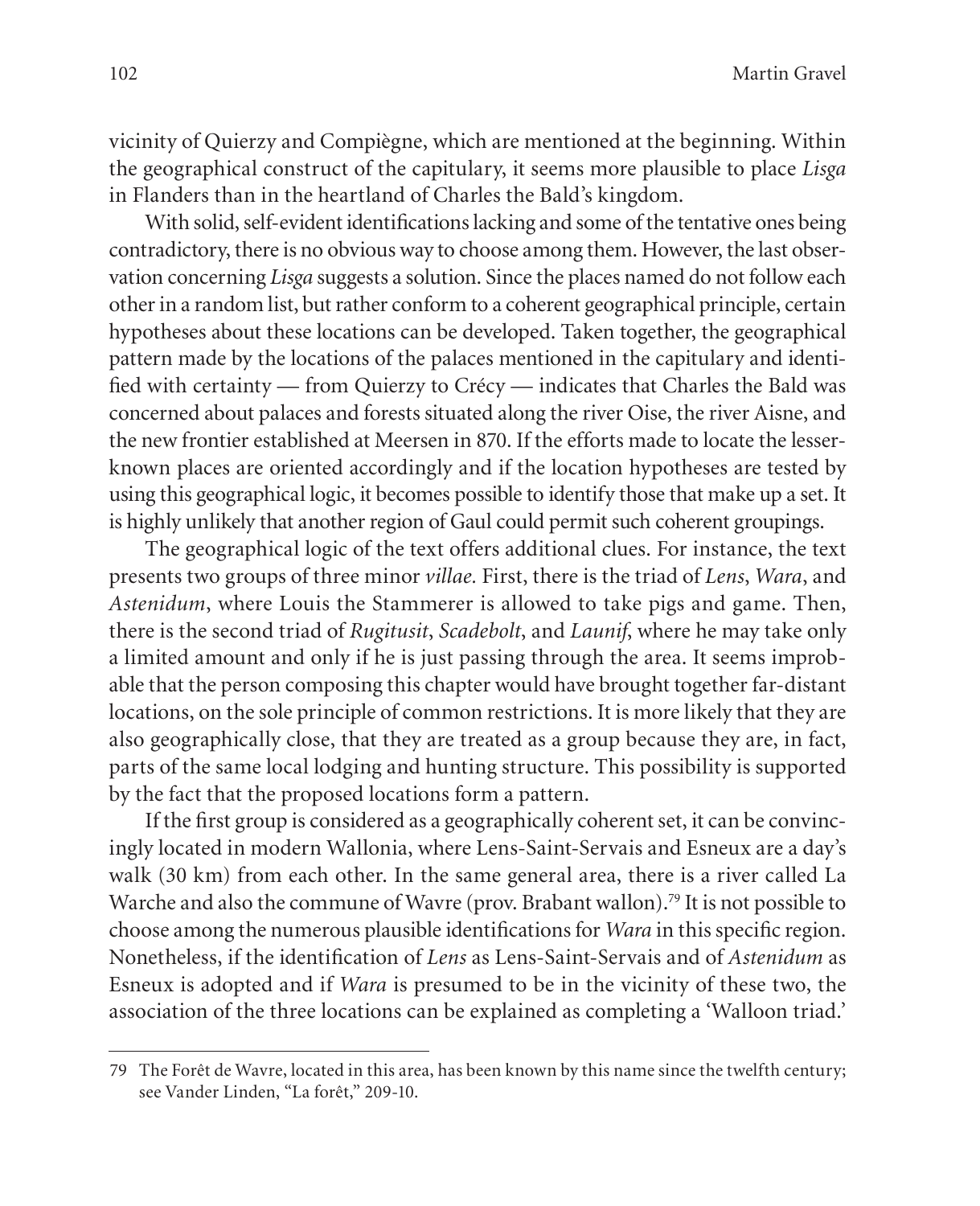vicinity of Quierzy and Compiègne, which are mentioned at the beginning. Within the geographical construct of the capitulary, it seems more plausible to place *Lisga* in Flanders than in the heartland of Charles the Bald's kingdom.

With solid, self-evident identifications lacking and some of the tentative ones being contradictory, there is no obvious way to choose among them. However, the last observation concerning *Lisga* suggests a solution. Since the places named do not follow each other in a random list, but rather conform to a coherent geographical principle, certain hypotheses about these locations can be developed. Taken together, the geographical pattern made by the locations of the palaces mentioned in the capitulary and identified with certainty — from Quierzy to Crécy — indicates that Charles the Bald was concerned about palaces and forests situated along the river Oise, the river Aisne, and the new frontier established at Meersen in 870. If the efforts made to locate the lesser-known places are oriented accordingly and if the location hypotheses are tested by using this geographical logic, it becomes possible to identify those that make up a set. It is highly unlikely that another region of Gaul could permit such coherent groupings.

The geographical logic of the text offers additional clues. For instance, the text presents two groups of three minor *villae.* First, there is the triad of *Lens*, *Wara*, and *Astenidum*, where Louis the Stammerer is allowed to take pigs and game. Then, there is the second triad of *Rugitusit*, *Scadebolt*, and *Launif*, where he may take only a limited amount and only if he is just passing through the area. It seems improbable that the person composing this chapter would have brought together far-distant locations, on the sole principle of common restrictions. It is more likely that they are also geographically close, that they are treated as a group because they are, in fact, parts of the same local lodging and hunting structure. This possibility is supported by the fact that the proposed locations form a pattern.

If the first group is considered as a geographically coherent set, it can be convincingly located in modern Wallonia, where Lens-Saint-Servais and Esneux are a day's walk (30 km) from each other. In the same general area, there is a river called La Warche and also the commune of Wavre (prov. Brabant wallon).[79] It is not possible to choose among the numerous plausible identifications for *Wara* in this specific region. Nonetheless, if the identification of *Lens* as Lens-Saint-Servais and of *Astenidum* as Esneux is adopted and if *Wara* is presumed to be in the vicinity of these two, the association of the three locations can be explained as completing a 'Walloon triad.'

---

79 The Forêt de Wavre, located in this area, has been known by this name since the twelfth century; see Vander Linden, "La forêt," 209-10.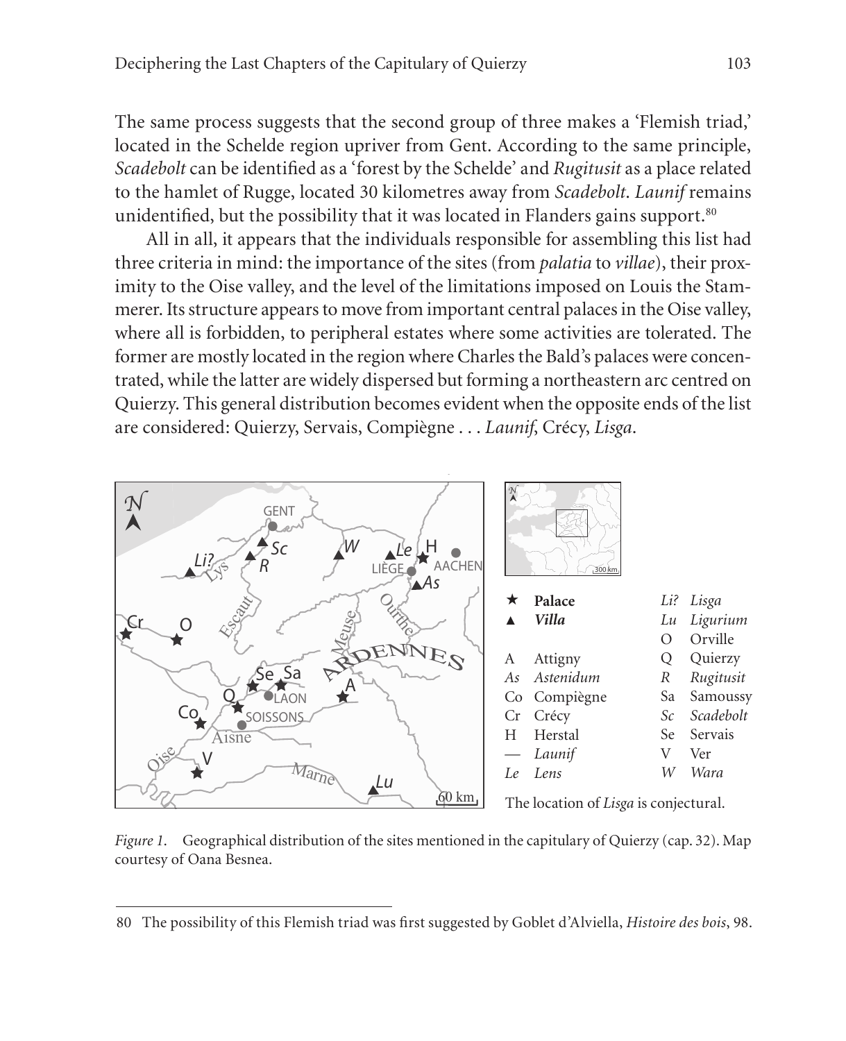The same process suggests that the second group of three makes a 'Flemish triad,' located in the Schelde region upriver from Gent. According to the same principle, *Scadebolt* can be identified as a 'forest by the Schelde' and *Rugitusit* as a place related to the hamlet of Rugge, located 30 kilometres away from *Scadebolt*. *Launif* remains unidentified, but the possibility that it was located in Flanders gains support.[80]

All in all, it appears that the individuals responsible for assembling this list had three criteria in mind: the importance of the sites (from *palatia* to *villae*), their proximity to the Oise valley, and the level of the limitations imposed on Louis the Stammerer. Its structure appears to move from important central palaces in the Oise valley, where all is forbidden, to peripheral estates where some activities are tolerated. The former are mostly located in the region where Charles the Bald's palaces were concentrated, while the latter are widely dispersed but forming a northeastern arc centred on Quierzy. This general distribution becomes evident when the opposite ends of the list are considered: Quierzy, Servais, Compiègne . . . *Launif*, Crécy, *Lisga*.

| | | | |
|---|---|---|---|
| ★ | **Palace** | *Li?* | *Lisga* |
| ▲ | ***Villa*** | *Lu* | *Ligurium* |
| | | O | Orville |
| A | Attigny | Q | Quierzy |
| *As* | *Astenidum* | *R* | *Rugitusit* |
| Co | Compiègne | Sa | Samoussy |
| Cr | Crécy | *Sc* | *Scadebolt* |
| H | Herstal | Se | Servais |
| — | *Launif* | V | Ver |
| *Le* | *Lens* | *W* | *Wara* |

The location of *Lisga* is conjectural.

*Figure 1.* Geographical distribution of the sites mentioned in the capitulary of Quierzy (cap. 32). Map courtesy of Oana Besnea.

80 The possibility of this Flemish triad was first suggested by Goblet d'Alviella, *Histoire des bois*, 98.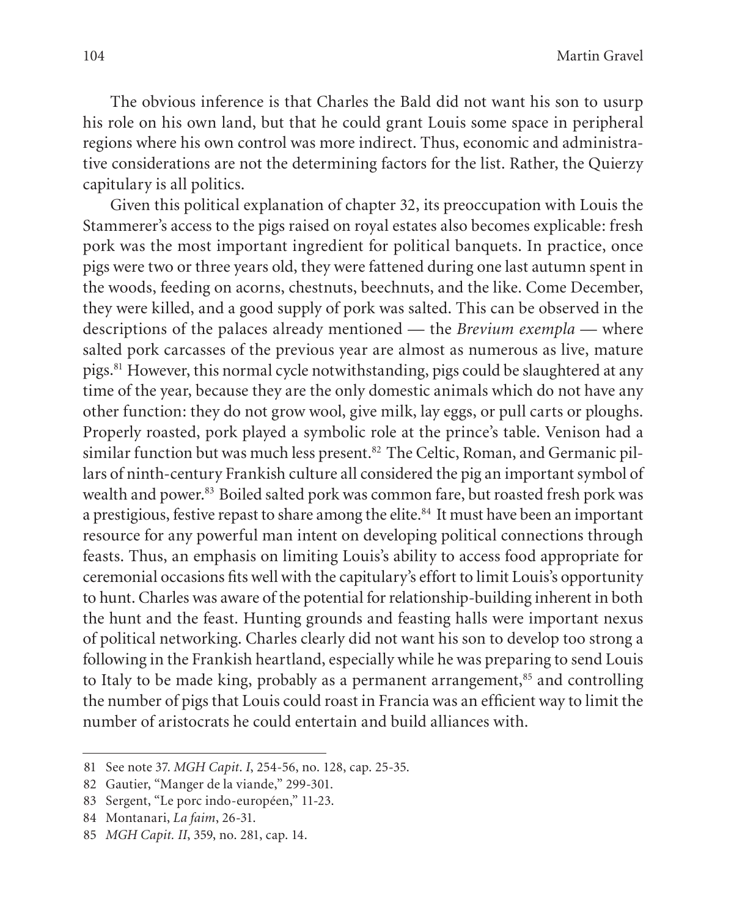The obvious inference is that Charles the Bald did not want his son to usurp his role on his own land, but that he could grant Louis some space in peripheral regions where his own control was more indirect. Thus, economic and administrative considerations are not the determining factors for the list. Rather, the Quierzy capitulary is all politics.

Given this political explanation of chapter 32, its preoccupation with Louis the Stammerer's access to the pigs raised on royal estates also becomes explicable: fresh pork was the most important ingredient for political banquets. In practice, once pigs were two or three years old, they were fattened during one last autumn spent in the woods, feeding on acorns, chestnuts, beechnuts, and the like. Come December, they were killed, and a good supply of pork was salted. This can be observed in the descriptions of the palaces already mentioned — the *Brevium exempla* — where salted pork carcasses of the previous year are almost as numerous as live, mature pigs.[81] However, this normal cycle notwithstanding, pigs could be slaughtered at any time of the year, because they are the only domestic animals which do not have any other function: they do not grow wool, give milk, lay eggs, or pull carts or ploughs. Properly roasted, pork played a symbolic role at the prince's table. Venison had a similar function but was much less present.[82] The Celtic, Roman, and Germanic pillars of ninth-century Frankish culture all considered the pig an important symbol of wealth and power.[83] Boiled salted pork was common fare, but roasted fresh pork was a prestigious, festive repast to share among the elite.[84] It must have been an important resource for any powerful man intent on developing political connections through feasts. Thus, an emphasis on limiting Louis's ability to access food appropriate for ceremonial occasions fits well with the capitulary's effort to limit Louis's opportunity to hunt. Charles was aware of the potential for relationship-building inherent in both the hunt and the feast. Hunting grounds and feasting halls were important nexus of political networking. Charles clearly did not want his son to develop too strong a following in the Frankish heartland, especially while he was preparing to send Louis to Italy to be made king, probably as a permanent arrangement,[85] and controlling the number of pigs that Louis could roast in Francia was an efficient way to limit the number of aristocrats he could entertain and build alliances with.

---

81 See note 37. *MGH Capit. I*, 254-56, no. 128, cap. 25-35.

82 Gautier, "Manger de la viande," 299-301.

83 Sergent, "Le porc indo-européen," 11-23.

84 Montanari, *La faim*, 26-31.

85 *MGH Capit. II*, 359, no. 281, cap. 14.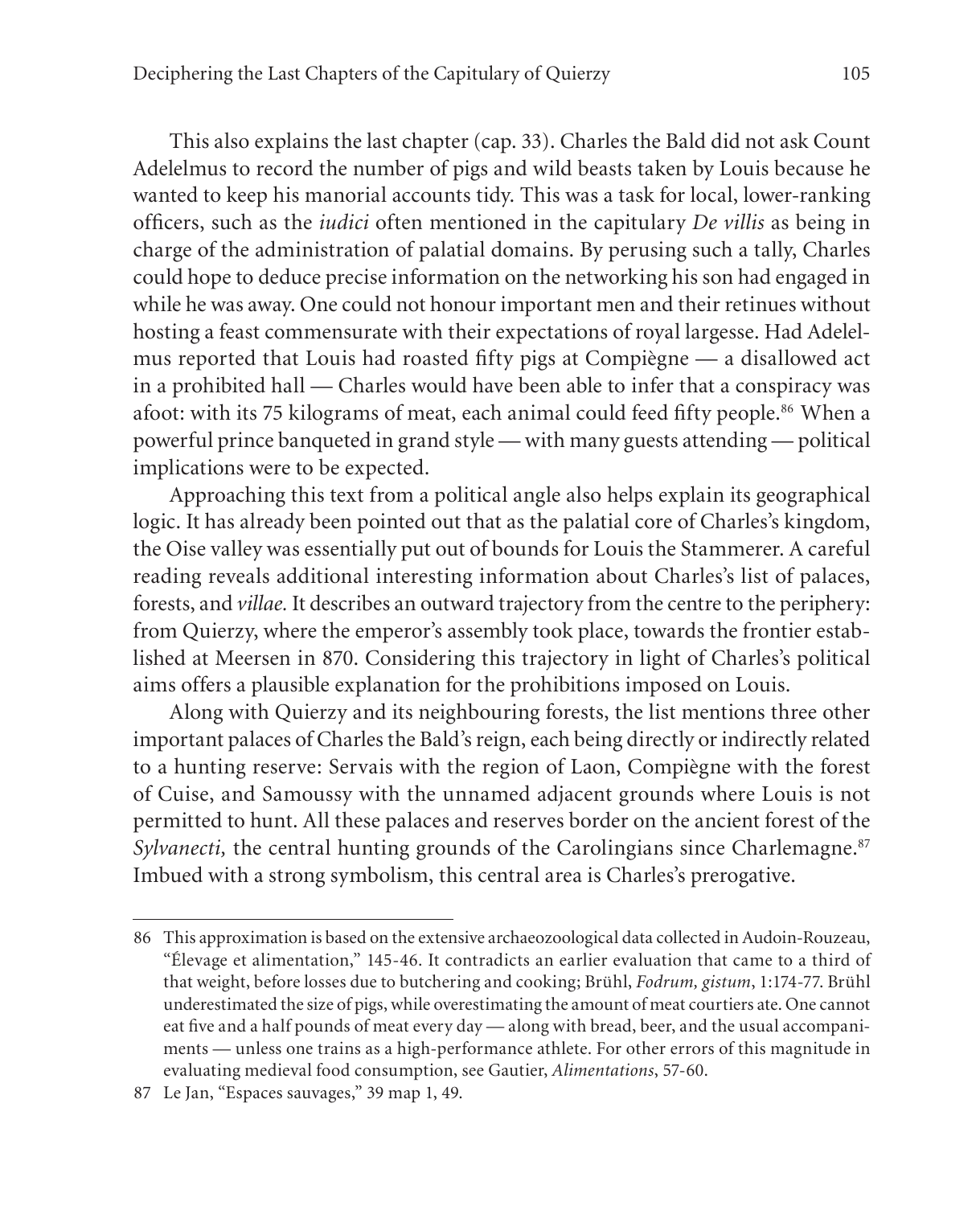This also explains the last chapter (cap. 33). Charles the Bald did not ask Count Adelelmus to record the number of pigs and wild beasts taken by Louis because he wanted to keep his manorial accounts tidy. This was a task for local, lower-ranking officers, such as the *iudici* often mentioned in the capitulary *De villis* as being in charge of the administration of palatial domains. By perusing such a tally, Charles could hope to deduce precise information on the networking his son had engaged in while he was away. One could not honour important men and their retinues without hosting a feast commensurate with their expectations of royal largesse. Had Adelelmus reported that Louis had roasted fifty pigs at Compiègne — a disallowed act in a prohibited hall — Charles would have been able to infer that a conspiracy was afoot: with its 75 kilograms of meat, each animal could feed fifty people.[86] When a powerful prince banqueted in grand style — with many guests attending — political implications were to be expected.

Approaching this text from a political angle also helps explain its geographical logic. It has already been pointed out that as the palatial core of Charles's kingdom, the Oise valley was essentially put out of bounds for Louis the Stammerer. A careful reading reveals additional interesting information about Charles's list of palaces, forests, and *villae.* It describes an outward trajectory from the centre to the periphery: from Quierzy, where the emperor's assembly took place, towards the frontier established at Meersen in 870. Considering this trajectory in light of Charles's political aims offers a plausible explanation for the prohibitions imposed on Louis.

Along with Quierzy and its neighbouring forests, the list mentions three other important palaces of Charles the Bald's reign, each being directly or indirectly related to a hunting reserve: Servais with the region of Laon, Compiègne with the forest of Cuise, and Samoussy with the unnamed adjacent grounds where Louis is not permitted to hunt. All these palaces and reserves border on the ancient forest of the *Sylvanecti,* the central hunting grounds of the Carolingians since Charlemagne.[87] Imbued with a strong symbolism, this central area is Charles's prerogative.

---

86 This approximation is based on the extensive archaeozoological data collected in Audoin-Rouzeau, "Élevage et alimentation," 145-46. It contradicts an earlier evaluation that came to a third of that weight, before losses due to butchering and cooking; Brühl, *Fodrum, gistum*, 1:174-77. Brühl underestimated the size of pigs, while overestimating the amount of meat courtiers ate. One cannot eat five and a half pounds of meat every day — along with bread, beer, and the usual accompaniments — unless one trains as a high-performance athlete. For other errors of this magnitude in evaluating medieval food consumption, see Gautier, *Alimentations*, 57-60.

87 Le Jan, "Espaces sauvages," 39 map 1, 49.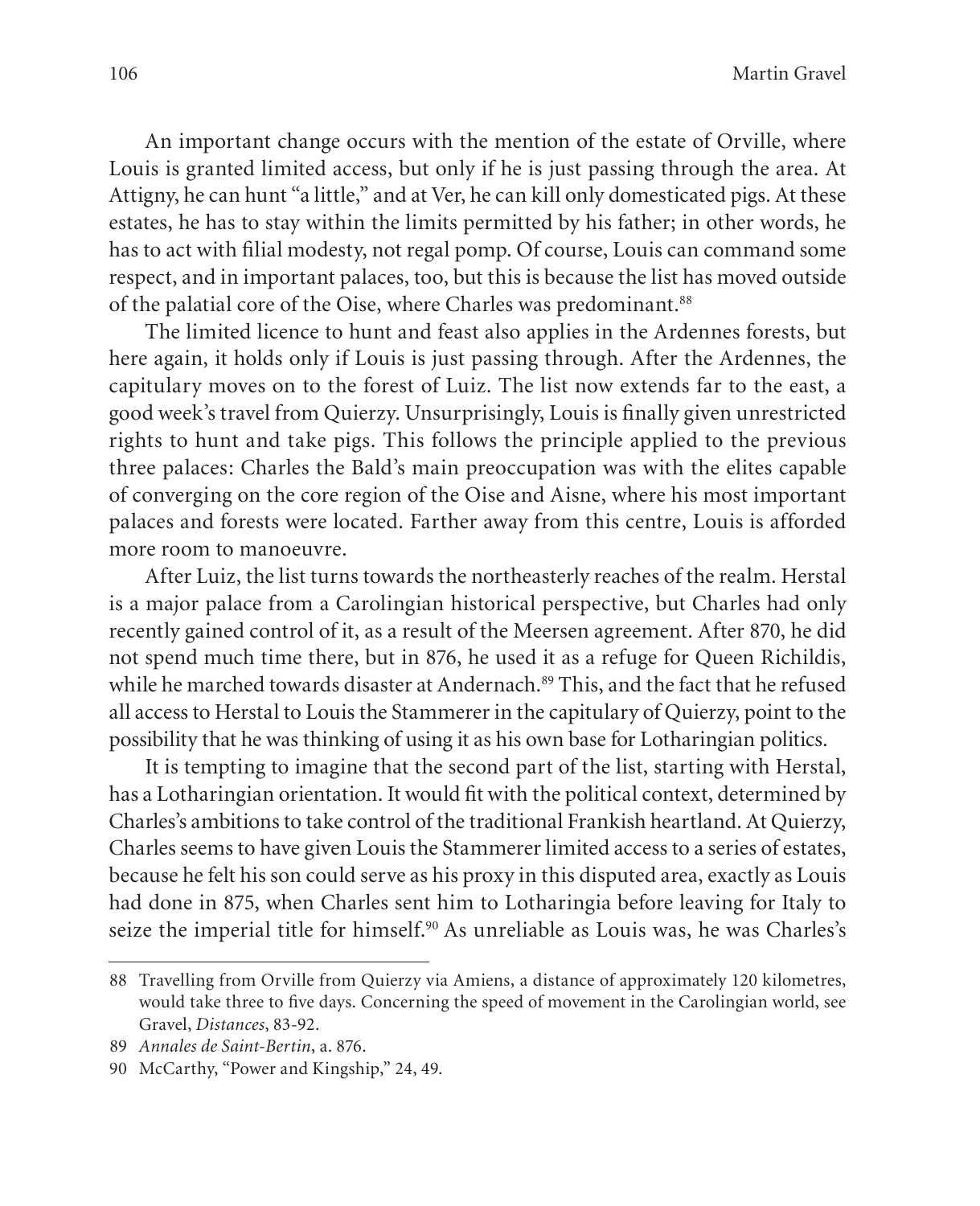An important change occurs with the mention of the estate of Orville, where Louis is granted limited access, but only if he is just passing through the area. At Attigny, he can hunt "a little," and at Ver, he can kill only domesticated pigs. At these estates, he has to stay within the limits permitted by his father; in other words, he has to act with filial modesty, not regal pomp. Of course, Louis can command some respect, and in important palaces, too, but this is because the list has moved outside of the palatial core of the Oise, where Charles was predominant.[88]

The limited licence to hunt and feast also applies in the Ardennes forests, but here again, it holds only if Louis is just passing through. After the Ardennes, the capitulary moves on to the forest of Luiz. The list now extends far to the east, a good week's travel from Quierzy. Unsurprisingly, Louis is finally given unrestricted rights to hunt and take pigs. This follows the principle applied to the previous three palaces: Charles the Bald's main preoccupation was with the elites capable of converging on the core region of the Oise and Aisne, where his most important palaces and forests were located. Farther away from this centre, Louis is afforded more room to manoeuvre.

After Luiz, the list turns towards the northeasterly reaches of the realm. Herstal is a major palace from a Carolingian historical perspective, but Charles had only recently gained control of it, as a result of the Meersen agreement. After 870, he did not spend much time there, but in 876, he used it as a refuge for Queen Richildis, while he marched towards disaster at Andernach.[89] This, and the fact that he refused all access to Herstal to Louis the Stammerer in the capitulary of Quierzy, point to the possibility that he was thinking of using it as his own base for Lotharingian politics.

It is tempting to imagine that the second part of the list, starting with Herstal, has a Lotharingian orientation. It would fit with the political context, determined by Charles's ambitions to take control of the traditional Frankish heartland. At Quierzy, Charles seems to have given Louis the Stammerer limited access to a series of estates, because he felt his son could serve as his proxy in this disputed area, exactly as Louis had done in 875, when Charles sent him to Lotharingia before leaving for Italy to seize the imperial title for himself.[90] As unreliable as Louis was, he was Charles's

---

88 Travelling from Orville from Quierzy via Amiens, a distance of approximately 120 kilometres, would take three to five days. Concerning the speed of movement in the Carolingian world, see Gravel, *Distances*, 83-92.

89 *Annales de Saint-Bertin*, a. 876.

90 McCarthy, "Power and Kingship," 24, 49.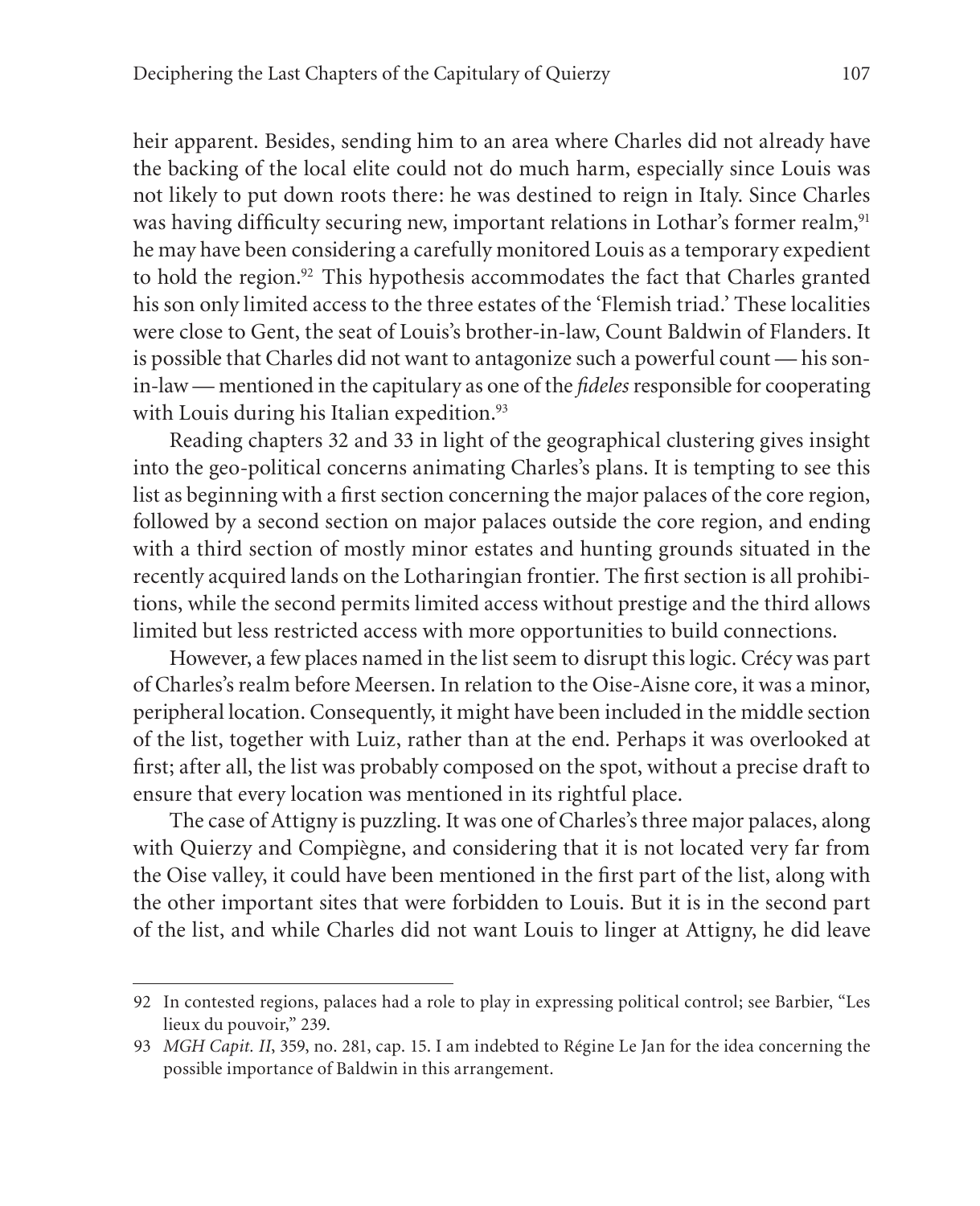heir apparent. Besides, sending him to an area where Charles did not already have the backing of the local elite could not do much harm, especially since Louis was not likely to put down roots there: he was destined to reign in Italy. Since Charles was having difficulty securing new, important relations in Lothar's former realm,[91] he may have been considering a carefully monitored Louis as a temporary expedient to hold the region.[92] This hypothesis accommodates the fact that Charles granted his son only limited access to the three estates of the 'Flemish triad.' These localities were close to Gent, the seat of Louis's brother-in-law, Count Baldwin of Flanders. It is possible that Charles did not want to antagonize such a powerful count — his son-in-law — mentioned in the capitulary as one of the *fideles* responsible for cooperating with Louis during his Italian expedition.[93]

Reading chapters 32 and 33 in light of the geographical clustering gives insight into the geo-political concerns animating Charles's plans. It is tempting to see this list as beginning with a first section concerning the major palaces of the core region, followed by a second section on major palaces outside the core region, and ending with a third section of mostly minor estates and hunting grounds situated in the recently acquired lands on the Lotharingian frontier. The first section is all prohibitions, while the second permits limited access without prestige and the third allows limited but less restricted access with more opportunities to build connections.

However, a few places named in the list seem to disrupt this logic. Crécy was part of Charles's realm before Meersen. In relation to the Oise-Aisne core, it was a minor, peripheral location. Consequently, it might have been included in the middle section of the list, together with Luiz, rather than at the end. Perhaps it was overlooked at first; after all, the list was probably composed on the spot, without a precise draft to ensure that every location was mentioned in its rightful place.

The case of Attigny is puzzling. It was one of Charles's three major palaces, along with Quierzy and Compiègne, and considering that it is not located very far from the Oise valley, it could have been mentioned in the first part of the list, along with the other important sites that were forbidden to Louis. But it is in the second part of the list, and while Charles did not want Louis to linger at Attigny, he did leave

92 In contested regions, palaces had a role to play in expressing political control; see Barbier, "Les lieux du pouvoir," 239.

93 *MGH Capit. II*, 359, no. 281, cap. 15. I am indebted to Régine Le Jan for the idea concerning the possible importance of Baldwin in this arrangement.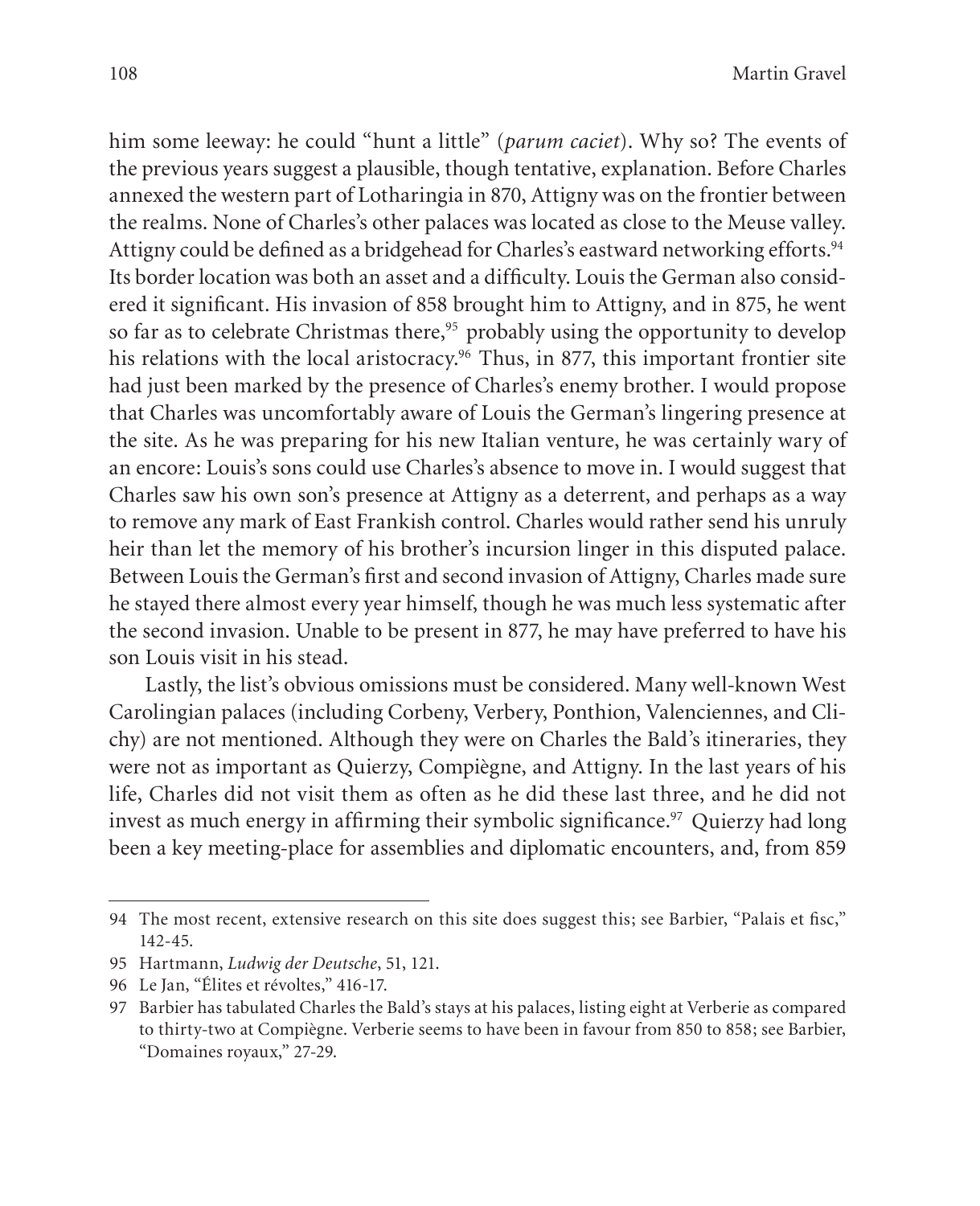him some leeway: he could "hunt a little" (*parum caciet*). Why so? The events of the previous years suggest a plausible, though tentative, explanation. Before Charles annexed the western part of Lotharingia in 870, Attigny was on the frontier between the realms. None of Charles's other palaces was located as close to the Meuse valley. Attigny could be defined as a bridgehead for Charles's eastward networking efforts.[94] Its border location was both an asset and a difficulty. Louis the German also considered it significant. His invasion of 858 brought him to Attigny, and in 875, he went so far as to celebrate Christmas there,[95] probably using the opportunity to develop his relations with the local aristocracy.[96] Thus, in 877, this important frontier site had just been marked by the presence of Charles's enemy brother. I would propose that Charles was uncomfortably aware of Louis the German's lingering presence at the site. As he was preparing for his new Italian venture, he was certainly wary of an encore: Louis's sons could use Charles's absence to move in. I would suggest that Charles saw his own son's presence at Attigny as a deterrent, and perhaps as a way to remove any mark of East Frankish control. Charles would rather send his unruly heir than let the memory of his brother's incursion linger in this disputed palace. Between Louis the German's first and second invasion of Attigny, Charles made sure he stayed there almost every year himself, though he was much less systematic after the second invasion. Unable to be present in 877, he may have preferred to have his son Louis visit in his stead.

Lastly, the list's obvious omissions must be considered. Many well-known West Carolingian palaces (including Corbeny, Verbery, Ponthion, Valenciennes, and Clichy) are not mentioned. Although they were on Charles the Bald's itineraries, they were not as important as Quierzy, Compiègne, and Attigny. In the last years of his life, Charles did not visit them as often as he did these last three, and he did not invest as much energy in affirming their symbolic significance.[97] Quierzy had long been a key meeting-place for assemblies and diplomatic encounters, and, from 859

---

94 The most recent, extensive research on this site does suggest this; see Barbier, "Palais et fisc," 142-45.

95 Hartmann, *Ludwig der Deutsche*, 51, 121.

96 Le Jan, "Élites et révoltes," 416-17.

97 Barbier has tabulated Charles the Bald's stays at his palaces, listing eight at Verberie as compared to thirty-two at Compiègne. Verberie seems to have been in favour from 850 to 858; see Barbier, "Domaines royaux," 27-29.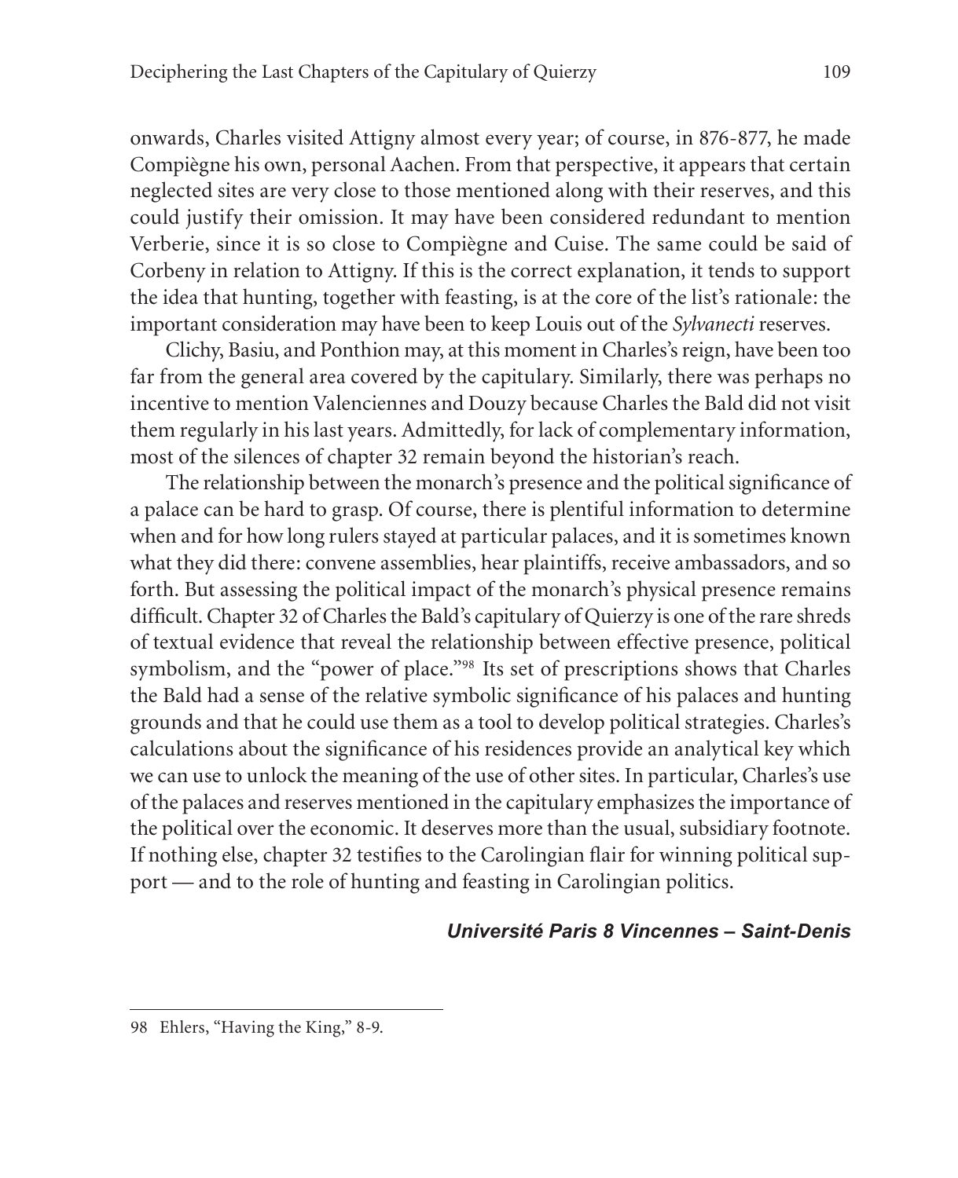onwards, Charles visited Attigny almost every year; of course, in 876-877, he made Compiègne his own, personal Aachen. From that perspective, it appears that certain neglected sites are very close to those mentioned along with their reserves, and this could justify their omission. It may have been considered redundant to mention Verberie, since it is so close to Compiègne and Cuise. The same could be said of Corbeny in relation to Attigny. If this is the correct explanation, it tends to support the idea that hunting, together with feasting, is at the core of the list's rationale: the important consideration may have been to keep Louis out of the *Sylvanecti* reserves.

Clichy, Basiu, and Ponthion may, at this moment in Charles's reign, have been too far from the general area covered by the capitulary. Similarly, there was perhaps no incentive to mention Valenciennes and Douzy because Charles the Bald did not visit them regularly in his last years. Admittedly, for lack of complementary information, most of the silences of chapter 32 remain beyond the historian's reach.

The relationship between the monarch's presence and the political significance of a palace can be hard to grasp. Of course, there is plentiful information to determine when and for how long rulers stayed at particular palaces, and it is sometimes known what they did there: convene assemblies, hear plaintiffs, receive ambassadors, and so forth. But assessing the political impact of the monarch's physical presence remains difficult. Chapter 32 of Charles the Bald's capitulary of Quierzy is one of the rare shreds of textual evidence that reveal the relationship between effective presence, political symbolism, and the "power of place."[98] Its set of prescriptions shows that Charles the Bald had a sense of the relative symbolic significance of his palaces and hunting grounds and that he could use them as a tool to develop political strategies. Charles's calculations about the significance of his residences provide an analytical key which we can use to unlock the meaning of the use of other sites. In particular, Charles's use of the palaces and reserves mentioned in the capitulary emphasizes the importance of the political over the economic. It deserves more than the usual, subsidiary footnote. If nothing else, chapter 32 testifies to the Carolingian flair for winning political support — and to the role of hunting and feasting in Carolingian politics.

***Université Paris 8 Vincennes – Saint-Denis***

---

98 Ehlers, "Having the King," 8-9.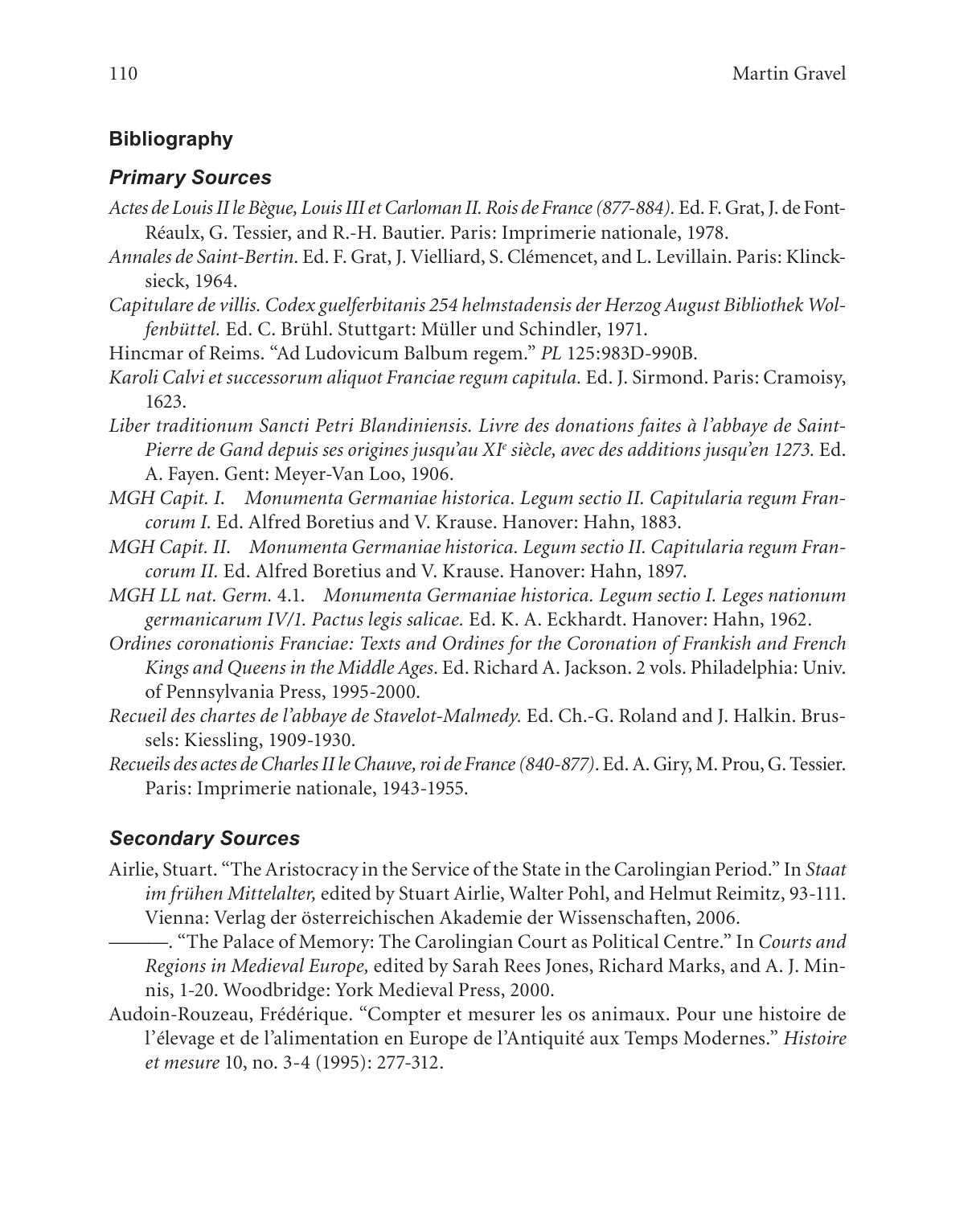## Bibliography

### *Primary Sources*

*Actes de Louis II le Bègue, Louis III et Carloman II. Rois de France (877-884).* Ed. F. Grat, J. de Font-Réaulx, G. Tessier, and R.-H. Bautier. Paris: Imprimerie nationale, 1978.

*Annales de Saint-Bertin*. Ed. F. Grat, J. Vielliard, S. Clémencet, and L. Levillain. Paris: Klincksieck, 1964.

*Capitulare de villis. Codex guelferbitanis 254 helmstadensis der Herzog August Bibliothek Wolfenbüttel.* Ed. C. Brühl. Stuttgart: Müller und Schindler, 1971.

Hincmar of Reims. "Ad Ludovicum Balbum regem." *PL* 125:983D-990B.

*Karoli Calvi et successorum aliquot Franciae regum capitula.* Ed. J. Sirmond. Paris: Cramoisy, 1623.

*Liber traditionum Sancti Petri Blandiniensis. Livre des donations faites à l'abbaye de Saint-Pierre de Gand depuis ses origines jusqu'au XI^e siècle, avec des additions jusqu'en 1273.* Ed. A. Fayen. Gent: Meyer-Van Loo, 1906.

*MGH Capit. I.* *Monumenta Germaniae historica. Legum sectio II. Capitularia regum Francorum I.* Ed. Alfred Boretius and V. Krause. Hanover: Hahn, 1883.

*MGH Capit. II.* *Monumenta Germaniae historica. Legum sectio II. Capitularia regum Francorum II.* Ed. Alfred Boretius and V. Krause. Hanover: Hahn, 1897.

*MGH LL nat. Germ.* 4.1. *Monumenta Germaniae historica. Legum sectio I. Leges nationum germanicarum IV/1. Pactus legis salicae.* Ed. K. A. Eckhardt. Hanover: Hahn, 1962.

*Ordines coronationis Franciae: Texts and Ordines for the Coronation of Frankish and French Kings and Queens in the Middle Ages*. Ed. Richard A. Jackson. 2 vols. Philadelphia: Univ. of Pennsylvania Press, 1995-2000.

*Recueil des chartes de l'abbaye de Stavelot-Malmedy.* Ed. Ch.-G. Roland and J. Halkin. Brussels: Kiessling, 1909-1930.

*Recueils des actes de Charles II le Chauve, roi de France (840-877)*. Ed. A. Giry, M. Prou, G. Tessier. Paris: Imprimerie nationale, 1943-1955.

### *Secondary Sources*

Airlie, Stuart. "The Aristocracy in the Service of the State in the Carolingian Period." In *Staat im frühen Mittelalter,* edited by Stuart Airlie, Walter Pohl, and Helmut Reimitz, 93-111. Vienna: Verlag der österreichischen Akademie der Wissenschaften, 2006.

———. "The Palace of Memory: The Carolingian Court as Political Centre." In *Courts and Regions in Medieval Europe,* edited by Sarah Rees Jones, Richard Marks, and A. J. Minnis, 1-20. Woodbridge: York Medieval Press, 2000.

Audoin-Rouzeau, Frédérique. "Compter et mesurer les os animaux. Pour une histoire de l'élevage et de l'alimentation en Europe de l'Antiquité aux Temps Modernes." *Histoire et mesure* 10, no. 3-4 (1995): 277-312.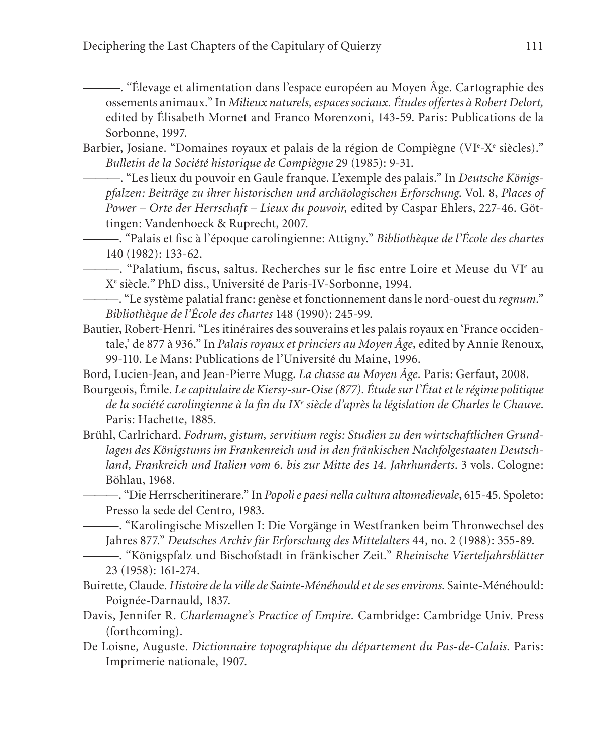———. "Élevage et alimentation dans l'espace européen au Moyen Âge. Cartographie des ossements animaux." In *Milieux naturels, espaces sociaux. Études offertes à Robert Delort,* edited by Élisabeth Mornet and Franco Morenzoni, 143-59. Paris: Publications de la Sorbonne, 1997.

Barbier, Josiane. "Domaines royaux et palais de la région de Compiègne (VIe-Xe siècles)." *Bulletin de la Société historique de Compiègne* 29 (1985): 9-31.

———. "Les lieux du pouvoir en Gaule franque. L'exemple des palais." In *Deutsche Königspfalzen: Beiträge zu ihrer historischen und archäologischen Erforschung.* Vol. 8, *Places of Power – Orte der Herrschaft – Lieux du pouvoir,* edited by Caspar Ehlers, 227-46. Göttingen: Vandenhoeck & Ruprecht, 2007.

———. "Palais et fisc à l'époque carolingienne: Attigny." *Bibliothèque de l'École des chartes* 140 (1982): 133-62.

———. "Palatium, fiscus, saltus. Recherches sur le fisc entre Loire et Meuse du VIe au Xe siècle." PhD diss., Université de Paris-IV-Sorbonne, 1994.

———. "Le système palatial franc: genèse et fonctionnement dans le nord-ouest du *regnum*." *Bibliothèque de l'École des chartes* 148 (1990): 245-99.

Bautier, Robert-Henri. "Les itinéraires des souverains et les palais royaux en 'France occidentale,' de 877 à 936." In *Palais royaux et princiers au Moyen Âge,* edited by Annie Renoux, 99-110. Le Mans: Publications de l'Université du Maine, 1996.

Bord, Lucien-Jean, and Jean-Pierre Mugg. *La chasse au Moyen Âge.* Paris: Gerfaut, 2008.

Bourgeois, Émile. *Le capitulaire de Kiersy-sur-Oise (877). Étude sur l'État et le régime politique de la société carolingienne à la fin du IXe siècle d'après la législation de Charles le Chauve.* Paris: Hachette, 1885.

Brühl, Carlrichard. *Fodrum, gistum, servitium regis: Studien zu den wirtschaftlichen Grundlagen des Königstums im Frankenreich und in den fränkischen Nachfolgestaaten Deutschland, Frankreich und Italien vom 6. bis zur Mitte des 14. Jahrhunderts.* 3 vols. Cologne: Böhlau, 1968.

———. "Die Herrscheritinerare." In *Popoli e paesi nella cultura altomedievale*, 615-45. Spoleto: Presso la sede del Centro, 1983.

———. "Karolingische Miszellen I: Die Vorgänge in Westfranken beim Thronwechsel des Jahres 877." *Deutsches Archiv für Erforschung des Mittelalters* 44, no. 2 (1988): 355-89.

———. "Königspfalz und Bischofstadt in fränkischer Zeit." *Rheinische Vierteljahrsblätter* 23 (1958): 161-274.

Buirette, Claude. *Histoire de la ville de Sainte-Ménéhould et de ses environs.* Sainte-Ménéhould: Poignée-Darnauld, 1837.

Davis, Jennifer R. *Charlemagne's Practice of Empire.* Cambridge: Cambridge Univ. Press (forthcoming).

De Loisne, Auguste. *Dictionnaire topographique du département du Pas-de-Calais.* Paris: Imprimerie nationale, 1907.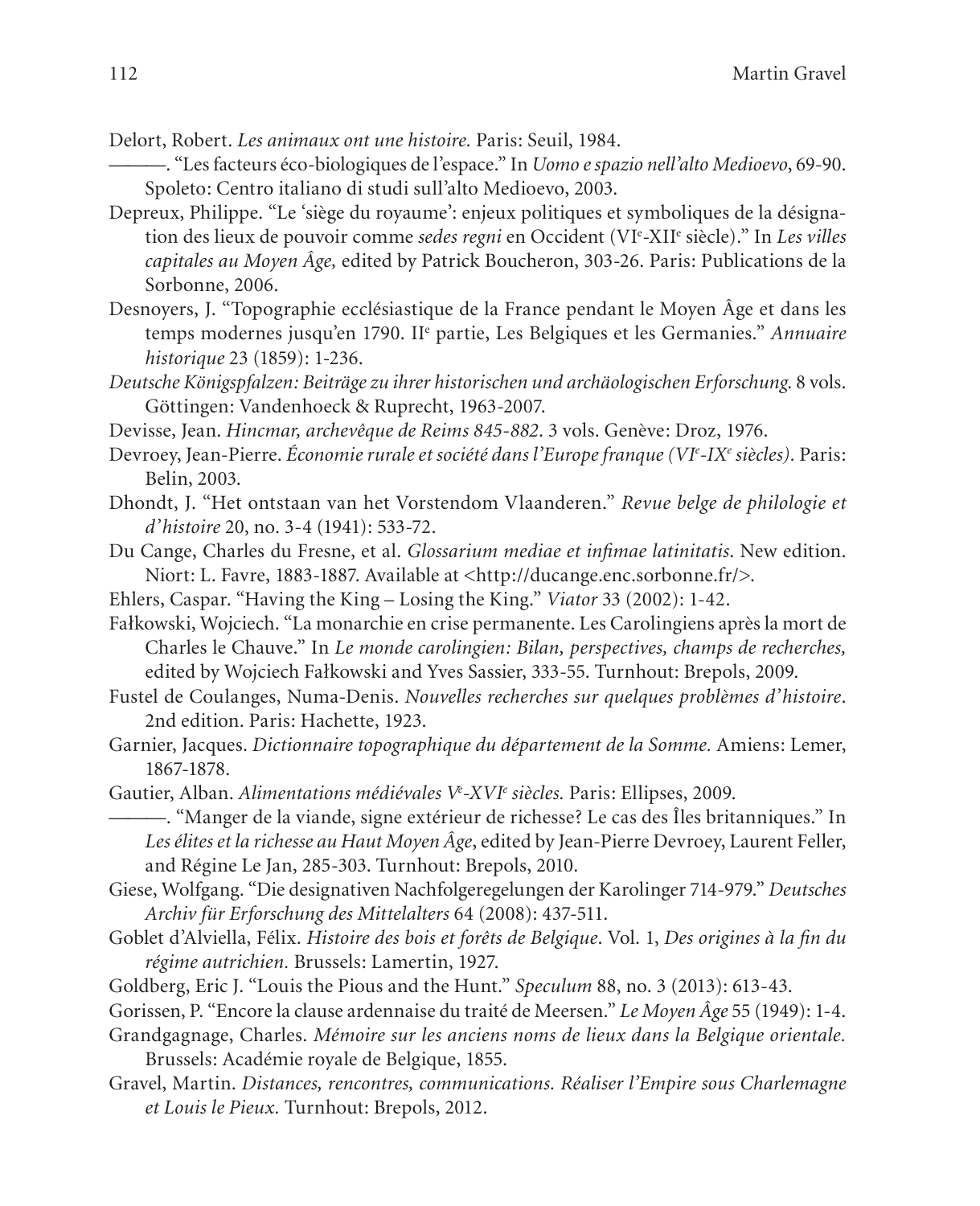Delort, Robert. *Les animaux ont une histoire.* Paris: Seuil, 1984.

———. "Les facteurs éco-biologiques de l'espace." In *Uomo e spazio nell'alto Medioevo*, 69-90. Spoleto: Centro italiano di studi sull'alto Medioevo, 2003.

Depreux, Philippe. "Le 'siège du royaume': enjeux politiques et symboliques de la désignation des lieux de pouvoir comme *sedes regni* en Occident (VI[e]-XII[e] siècle)." In *Les villes capitales au Moyen Âge,* edited by Patrick Boucheron, 303-26. Paris: Publications de la Sorbonne, 2006.

Desnoyers, J. "Topographie ecclésiastique de la France pendant le Moyen Âge et dans les temps modernes jusqu'en 1790. II[e] partie, Les Belgiques et les Germanies." *Annuaire historique* 23 (1859): 1-236.

*Deutsche Königspfalzen: Beiträge zu ihrer historischen und archäologischen Erforschung.* 8 vols. Göttingen: Vandenhoeck & Ruprecht, 1963-2007.

Devisse, Jean. *Hincmar, archevêque de Reims 845-882*. 3 vols. Genève: Droz, 1976.

Devroey, Jean-Pierre. *Économie rurale et société dans l'Europe franque (VI[e]-IX[e] siècles).* Paris: Belin, 2003.

Dhondt, J. "Het ontstaan van het Vorstendom Vlaanderen." *Revue belge de philologie et d'histoire* 20, no. 3-4 (1941): 533-72.

Du Cange, Charles du Fresne, et al. *Glossarium mediae et infimae latinitatis*. New edition. Niort: L. Favre, 1883-1887. Available at <http://ducange.enc.sorbonne.fr/>.

Ehlers, Caspar. "Having the King – Losing the King." *Viator* 33 (2002): 1-42.

Fałkowski, Wojciech. "La monarchie en crise permanente. Les Carolingiens après la mort de Charles le Chauve." In *Le monde carolingien: Bilan, perspectives, champs de recherches,* edited by Wojciech Fałkowski and Yves Sassier, 333-55. Turnhout: Brepols, 2009.

Fustel de Coulanges, Numa-Denis. *Nouvelles recherches sur quelques problèmes d'histoire*. 2nd edition. Paris: Hachette, 1923.

Garnier, Jacques. *Dictionnaire topographique du département de la Somme.* Amiens: Lemer, 1867-1878.

Gautier, Alban. *Alimentations médiévales V[e]-XVI[e] siècles.* Paris: Ellipses, 2009.

———. "Manger de la viande, signe extérieur de richesse? Le cas des Îles britanniques." In *Les élites et la richesse au Haut Moyen Âge*, edited by Jean-Pierre Devroey, Laurent Feller, and Régine Le Jan, 285-303. Turnhout: Brepols, 2010.

Giese, Wolfgang. "Die designativen Nachfolgeregelungen der Karolinger 714-979." *Deutsches Archiv für Erforschung des Mittelalters* 64 (2008): 437-511.

Goblet d'Alviella, Félix. *Histoire des bois et forêts de Belgique*. Vol. 1, *Des origines à la fin du régime autrichien.* Brussels: Lamertin, 1927.

Goldberg, Eric J. "Louis the Pious and the Hunt." *Speculum* 88, no. 3 (2013): 613-43.

Gorissen, P. "Encore la clause ardennaise du traité de Meersen." *Le Moyen Âge* 55 (1949): 1-4.

Grandgagnage, Charles. *Mémoire sur les anciens noms de lieux dans la Belgique orientale.* Brussels: Académie royale de Belgique, 1855.

Gravel, Martin. *Distances, rencontres, communications. Réaliser l'Empire sous Charlemagne et Louis le Pieux.* Turnhout: Brepols, 2012.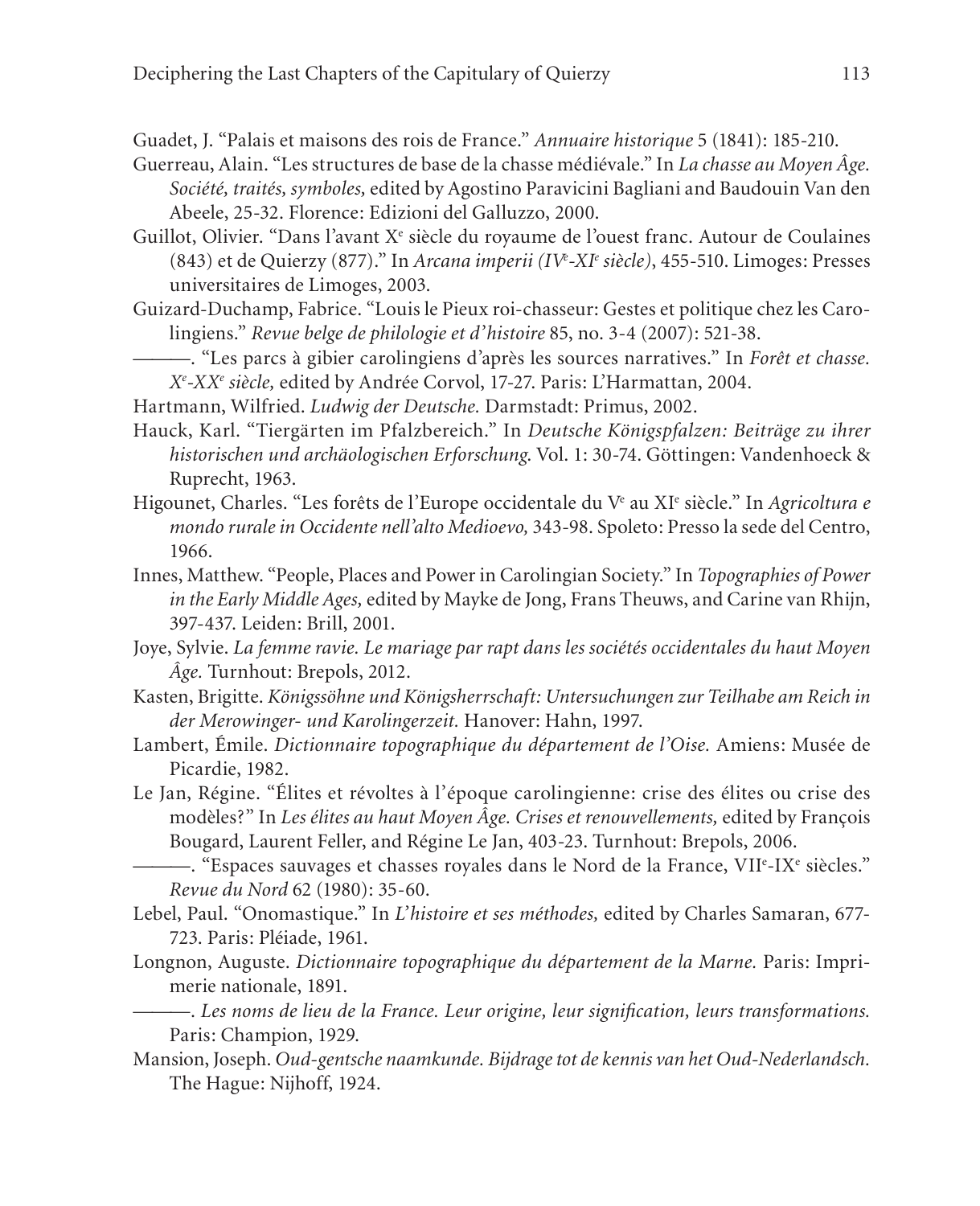Guadet, J. "Palais et maisons des rois de France." *Annuaire historique* 5 (1841): 185-210.

Guerreau, Alain. "Les structures de base de la chasse médiévale." In *La chasse au Moyen Âge. Société, traités, symboles,* edited by Agostino Paravicini Bagliani and Baudouin Van den Abeele, 25-32. Florence: Edizioni del Galluzzo, 2000.

Guillot, Olivier. "Dans l'avant X[e] siècle du royaume de l'ouest franc. Autour de Coulaines (843) et de Quierzy (877)." In *Arcana imperii (IV[e]-XI[e] siècle)*, 455-510. Limoges: Presses universitaires de Limoges, 2003.

Guizard-Duchamp, Fabrice. "Louis le Pieux roi-chasseur: Gestes et politique chez les Carolingiens." *Revue belge de philologie et d'histoire* 85, no. 3-4 (2007): 521-38.

———. "Les parcs à gibier carolingiens d'après les sources narratives." In *Forêt et chasse. X[e]-XX[e] siècle,* edited by Andrée Corvol, 17-27. Paris: L'Harmattan, 2004.

Hartmann, Wilfried. *Ludwig der Deutsche.* Darmstadt: Primus, 2002.

Hauck, Karl. "Tiergärten im Pfalzbereich." In *Deutsche Königspfalzen: Beiträge zu ihrer historischen und archäologischen Erforschung.* Vol. 1: 30-74. Göttingen: Vandenhoeck & Ruprecht, 1963.

Higounet, Charles. "Les forêts de l'Europe occidentale du V[e] au XI[e] siècle." In *Agricoltura e mondo rurale in Occidente nell'alto Medioevo,* 343-98. Spoleto: Presso la sede del Centro, 1966.

Innes, Matthew. "People, Places and Power in Carolingian Society." In *Topographies of Power in the Early Middle Ages,* edited by Mayke de Jong, Frans Theuws, and Carine van Rhijn, 397-437. Leiden: Brill, 2001.

Joye, Sylvie. *La femme ravie. Le mariage par rapt dans les sociétés occidentales du haut Moyen Âge.* Turnhout: Brepols, 2012.

Kasten, Brigitte. *Königssöhne und Königsherrschaft: Untersuchungen zur Teilhabe am Reich in der Merowinger- und Karolingerzeit.* Hanover: Hahn, 1997.

Lambert, Émile. *Dictionnaire topographique du département de l'Oise.* Amiens: Musée de Picardie, 1982.

Le Jan, Régine. "Élites et révoltes à l'époque carolingienne: crise des élites ou crise des modèles?" In *Les élites au haut Moyen Âge. Crises et renouvellements,* edited by François Bougard, Laurent Feller, and Régine Le Jan, 403-23. Turnhout: Brepols, 2006.

———. "Espaces sauvages et chasses royales dans le Nord de la France, VII[e]-IX[e] siècles." *Revue du Nord* 62 (1980): 35-60.

Lebel, Paul. "Onomastique." In *L'histoire et ses méthodes,* edited by Charles Samaran, 677-723. Paris: Pléiade, 1961.

Longnon, Auguste. *Dictionnaire topographique du département de la Marne.* Paris: Imprimerie nationale, 1891.

———. *Les noms de lieu de la France. Leur origine, leur signification, leurs transformations.* Paris: Champion, 1929.

Mansion, Joseph. *Oud-gentsche naamkunde. Bijdrage tot de kennis van het Oud-Nederlandsch.* The Hague: Nijhoff, 1924.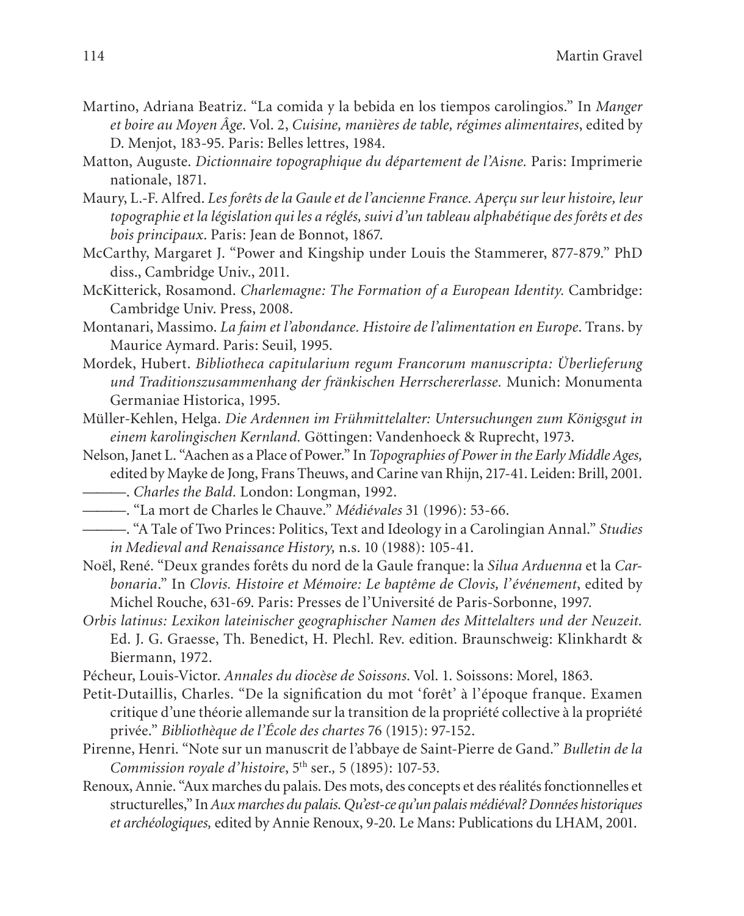Martino, Adriana Beatriz. "La comida y la bebida en los tiempos carolingios." In *Manger et boire au Moyen Âge*. Vol. 2, *Cuisine, manières de table, régimes alimentaires*, edited by D. Menjot, 183-95. Paris: Belles lettres, 1984.

Matton, Auguste. *Dictionnaire topographique du département de l'Aisne.* Paris: Imprimerie nationale, 1871.

Maury, L.-F. Alfred. *Les forêts de la Gaule et de l'ancienne France. Aperçu sur leur histoire, leur topographie et la législation qui les a réglés, suivi d'un tableau alphabétique des forêts et des bois principaux*. Paris: Jean de Bonnot, 1867.

McCarthy, Margaret J. "Power and Kingship under Louis the Stammerer, 877-879." PhD diss., Cambridge Univ., 2011.

McKitterick, Rosamond. *Charlemagne: The Formation of a European Identity.* Cambridge: Cambridge Univ. Press, 2008.

Montanari, Massimo. *La faim et l'abondance. Histoire de l'alimentation en Europe*. Trans. by Maurice Aymard. Paris: Seuil, 1995.

Mordek, Hubert. *Bibliotheca capitularium regum Francorum manuscripta: Überlieferung und Traditionszusammenhang der fränkischen Herrschererlasse.* Munich: Monumenta Germaniae Historica, 1995.

Müller-Kehlen, Helga. *Die Ardennen im Frühmittelalter: Untersuchungen zum Königsgut in einem karolingischen Kernland.* Göttingen: Vandenhoeck & Ruprecht, 1973.

Nelson, Janet L. "Aachen as a Place of Power." In *Topographies of Power in the Early Middle Ages,* edited by Mayke de Jong, Frans Theuws, and Carine van Rhijn, 217-41. Leiden: Brill, 2001.

———. *Charles the Bald.* London: Longman, 1992.

———. "La mort de Charles le Chauve." *Médiévales* 31 (1996): 53-66.

———. "A Tale of Two Princes: Politics, Text and Ideology in a Carolingian Annal." *Studies in Medieval and Renaissance History,* n.s. 10 (1988): 105-41.

Noël, René. "Deux grandes forêts du nord de la Gaule franque: la *Silua Arduenna* et la *Carbonaria*." In *Clovis. Histoire et Mémoire: Le baptême de Clovis, l'événement*, edited by Michel Rouche, 631-69. Paris: Presses de l'Université de Paris-Sorbonne, 1997.

*Orbis latinus: Lexikon lateinischer geographischer Namen des Mittelalters und der Neuzeit.* Ed. J. G. Graesse, Th. Benedict, H. Plechl. Rev. edition. Braunschweig: Klinkhardt & Biermann, 1972.

Pécheur, Louis-Victor. *Annales du diocèse de Soissons*. Vol. 1. Soissons: Morel, 1863.

Petit-Dutaillis, Charles. "De la signification du mot 'forêt' à l'époque franque. Examen critique d'une théorie allemande sur la transition de la propriété collective à la propriété privée." *Bibliothèque de l'École des chartes* 76 (1915): 97-152.

Pirenne, Henri. "Note sur un manuscrit de l'abbaye de Saint-Pierre de Gand." *Bulletin de la Commission royale d'histoire*, 5th ser.*,* 5 (1895): 107-53.

Renoux, Annie. "Aux marches du palais. Des mots, des concepts et des réalités fonctionnelles et structurelles," In *Aux marches du palais. Qu'est-ce qu'un palais médiéval? Données historiques et archéologiques,* edited by Annie Renoux, 9-20. Le Mans: Publications du LHAM, 2001.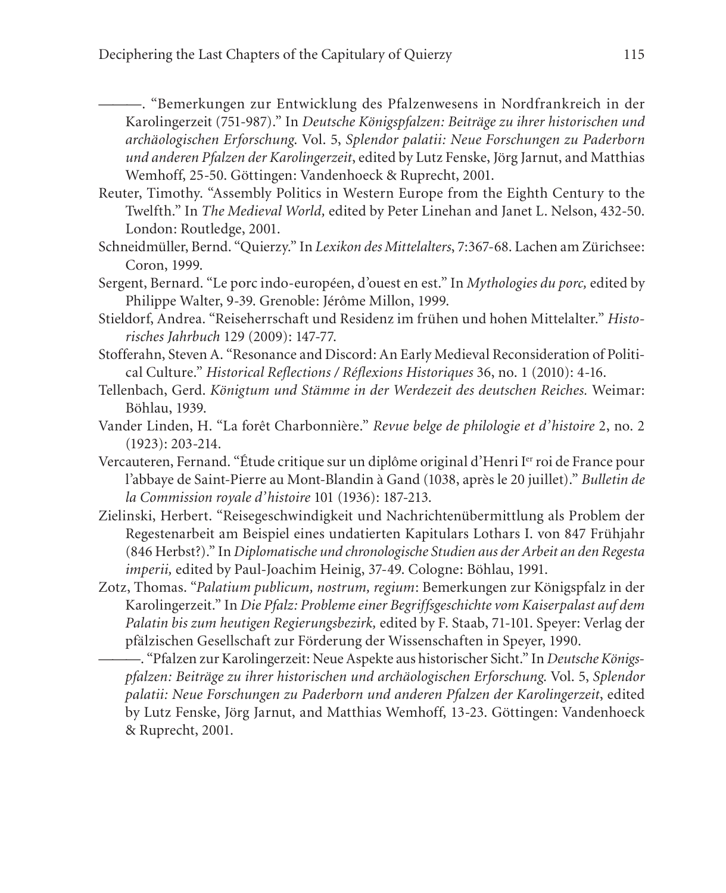———. “Bemerkungen zur Entwicklung des Pfalzenwesens in Nordfrankreich in der Karolingerzeit (751-987).” In *Deutsche Königspfalzen: Beiträge zu ihrer historischen und archäologischen Erforschung.* Vol. 5, *Splendor palatii: Neue Forschungen zu Paderborn und anderen Pfalzen der Karolingerzeit*, edited by Lutz Fenske, Jörg Jarnut, and Matthias Wemhoff, 25-50. Göttingen: Vandenhoeck & Ruprecht, 2001.

Reuter, Timothy. “Assembly Politics in Western Europe from the Eighth Century to the Twelfth.” In *The Medieval World,* edited by Peter Linehan and Janet L. Nelson, 432-50. London: Routledge, 2001.

Schneidmüller, Bernd. “Quierzy.” In *Lexikon des Mittelalters*, 7:367-68. Lachen am Zürichsee: Coron, 1999.

Sergent, Bernard. “Le porc indo-européen, d’ouest en est.” In *Mythologies du porc,* edited by Philippe Walter, 9-39. Grenoble: Jérôme Millon, 1999.

Stieldorf, Andrea. “Reiseherrschaft und Residenz im frühen und hohen Mittelalter.” *Historisches Jahrbuch* 129 (2009): 147-77.

Stofferahn, Steven A. “Resonance and Discord: An Early Medieval Reconsideration of Political Culture.” *Historical Reflections / Réflexions Historiques* 36, no. 1 (2010): 4-16.

Tellenbach, Gerd. *Königtum und Stämme in der Werdezeit des deutschen Reiches.* Weimar: Böhlau, 1939.

Vander Linden, H. “La forêt Charbonnière.” *Revue belge de philologie et d’histoire* 2, no. 2 (1923): 203-214.

Vercauteren, Fernand. “Étude critique sur un diplôme original d’Henri Ier roi de France pour l’abbaye de Saint-Pierre au Mont-Blandin à Gand (1038, après le 20 juillet).” *Bulletin de la Commission royale d’histoire* 101 (1936): 187-213.

Zielinski, Herbert. “Reisegeschwindigkeit und Nachrichtenübermittlung als Problem der Regestenarbeit am Beispiel eines undatierten Kapitulars Lothars I. von 847 Frühjahr (846 Herbst?).” In *Diplomatische und chronologische Studien aus der Arbeit an den Regesta imperii,* edited by Paul-Joachim Heinig, 37-49. Cologne: Böhlau, 1991.

Zotz, Thomas. “*Palatium publicum, nostrum, regium*: Bemerkungen zur Königspfalz in der Karolingerzeit.” In *Die Pfalz: Probleme einer Begriffsgeschichte vom Kaiserpalast auf dem Palatin bis zum heutigen Regierungsbezirk,* edited by F. Staab, 71-101. Speyer: Verlag der pfälzischen Gesellschaft zur Förderung der Wissenschaften in Speyer, 1990.

———. “Pfalzen zur Karolingerzeit: Neue Aspekte aus historischer Sicht.” In *Deutsche Königspfalzen: Beiträge zu ihrer historischen und archäologischen Erforschung.* Vol. 5, *Splendor palatii: Neue Forschungen zu Paderborn und anderen Pfalzen der Karolingerzeit*, edited by Lutz Fenske, Jörg Jarnut, and Matthias Wemhoff, 13-23. Göttingen: Vandenhoeck & Ruprecht, 2001.